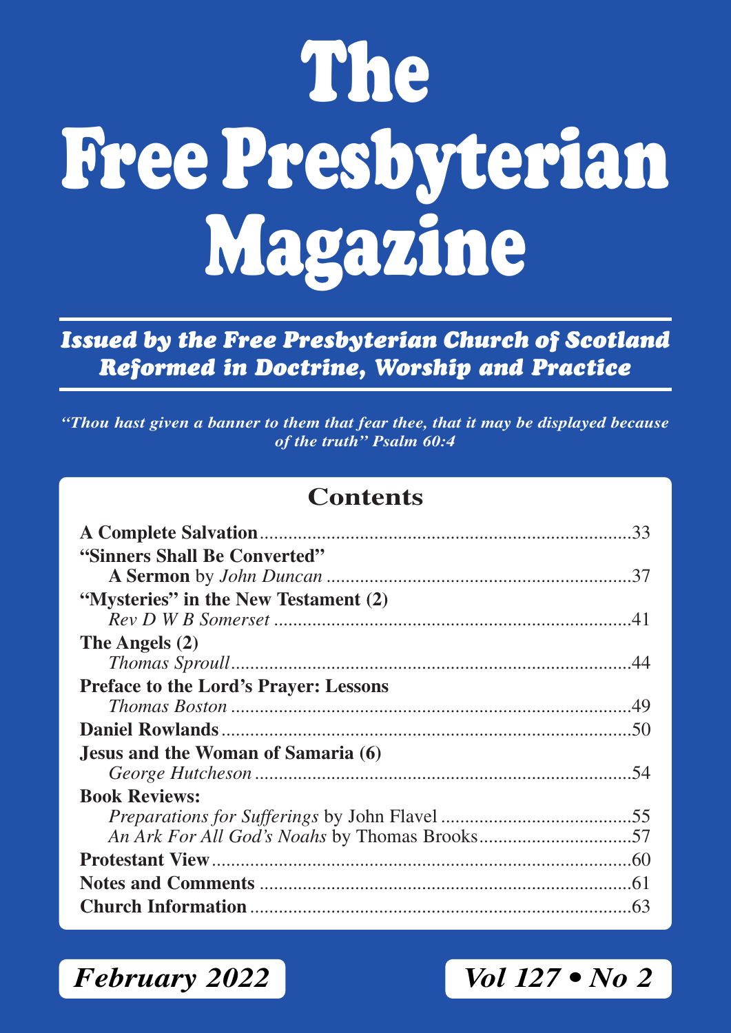# The Free Presbyterian Magazine

***Issued by the Free Presbyterian Church of Scotland***
***Reformed in Doctrine, Worship and Practice***

***"Thou hast given a banner to them that fear thee, that it may be displayed because of the truth" Psalm 60:4***

## Contents

**A Complete Salvation**..............................................................................33

**"Sinners Shall Be Converted"**
**A Sermon** by *John Duncan* ..............................................................37

**"Mysteries" in the New Testament (2)**
*Rev D W B Somerset* ............................................................................41

**The Angels (2)**
*Thomas Sproull*.....................................................................................44

**Preface to the Lord's Prayer: Lessons**
*Thomas Boston* .....................................................................................49

**Daniel Rowlands**......................................................................................50

**Jesus and the Woman of Samaria (6)**
*George Hutcheson* ................................................................................54

**Book Reviews:**
*Preparations for Sufferings* by John Flavel ........................................55
*An Ark For All God's Noahs* by Thomas Brooks................................57

**Protestant View**........................................................................................60

**Notes and Comments** ..............................................................................61

**Church Information** ................................................................................63

***February 2022*** ***Vol 127 • No 2***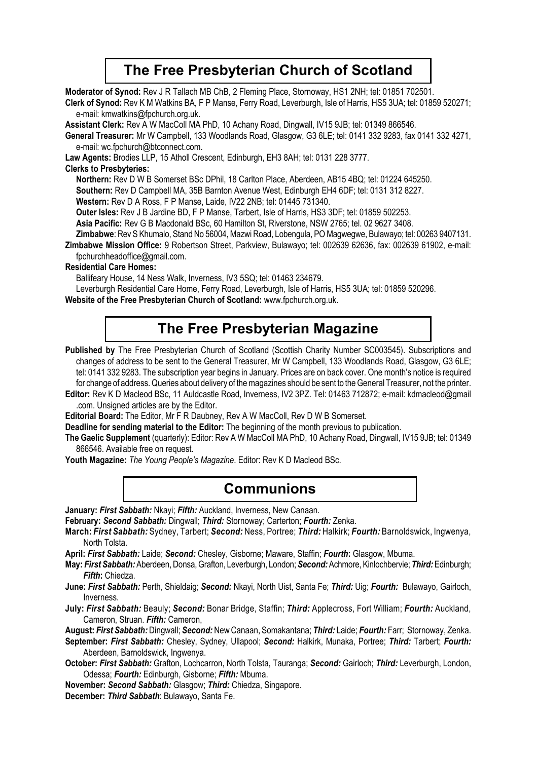## The Free Presbyterian Church of Scotland

**Moderator of Synod:** Rev J R Tallach MB ChB, 2 Fleming Place, Stornoway, HS1 2NH; tel: 01851 702501.

**Clerk of Synod:** Rev K M Watkins BA, F P Manse, Ferry Road, Leverburgh, Isle of Harris, HS5 3UA; tel: 01859 520271; e-mail: kmwatkins@fpchurch.org.uk.

**Assistant Clerk:** Rev A W MacColl MA PhD, 10 Achany Road, Dingwall, IV15 9JB; tel: 01349 866546.

**General Treasurer:** Mr W Campbell, 133 Woodlands Road, Glasgow, G3 6LE; tel: 0141 332 9283, fax 0141 332 4271, e-mail: wc.fpchurch@btconnect.com.

**Law Agents:** Brodies LLP, 15 Atholl Crescent, Edinburgh, EH3 8AH; tel: 0131 228 3777.

**Clerks to Presbyteries:**

**Northern:** Rev D W B Somerset BSc DPhil, 18 Carlton Place, Aberdeen, AB15 4BQ; tel: 01224 645250.

**Southern:** Rev D Campbell MA, 35B Barnton Avenue West, Edinburgh EH4 6DF; tel: 0131 312 8227.

**Western:** Rev D A Ross, F P Manse, Laide, IV22 2NB; tel: 01445 731340.

**Outer Isles:** Rev J B Jardine BD, F P Manse, Tarbert, Isle of Harris, HS3 3DF; tel: 01859 502253.

**Asia Pacific:** Rev G B Macdonald BSc, 60 Hamilton St, Riverstone, NSW 2765; tel. 02 9627 3408.

**Zimbabwe**: Rev S Khumalo, Stand No 56004, Mazwi Road, Lobengula, PO Magwegwe, Bulawayo; tel: 00263 9407131.

**Zimbabwe Mission Office:** 9 Robertson Street, Parkview, Bulawayo; tel: 002639 62636, fax: 002639 61902, e-mail: fpchurchheadoffice@gmail.com.

**Residential Care Homes:**

Ballifeary House, 14 Ness Walk, Inverness, IV3 5SQ; tel: 01463 234679.

Leverburgh Residential Care Home, Ferry Road, Leverburgh, Isle of Harris, HS5 3UA; tel: 01859 520296.

**Website of the Free Presbyterian Church of Scotland:** www.fpchurch.org.uk.

## The Free Presbyterian Magazine

**Published by** The Free Presbyterian Church of Scotland (Scottish Charity Number SC003545). Subscriptions and changes of address to be sent to the General Treasurer, Mr W Campbell, 133 Woodlands Road, Glasgow, G3 6LE; tel: 0141 332 9283. The subscription year begins in January. Prices are on back cover. One month's notice is required for change of address. Queries about delivery of the magazines should be sent to the General Treasurer, not the printer.

**Editor:** Rev K D Macleod BSc, 11 Auldcastle Road, Inverness, IV2 3PZ. Tel: 01463 712872; e-mail: kdmacleod@gmail .com. Unsigned articles are by the Editor.

**Editorial Board:** The Editor, Mr F R Daubney, Rev A W MacColl, Rev D W B Somerset.

**Deadline for sending material to the Editor:** The beginning of the month previous to publication.

**The Gaelic Supplement** (quarterly): Editor: Rev A W MacColl MA PhD, 10 Achany Road, Dingwall, IV15 9JB; tel: 01349 866546. Available free on request.

**Youth Magazine:** *The Young People's Magazine*. Editor: Rev K D Macleod BSc.

## Communions

**January:** ***First Sabbath:*** Nkayi; ***Fifth:*** Auckland, Inverness, New Canaan.

**February:** ***Second Sabbath:*** Dingwall; ***Third:*** Stornoway; Carterton; ***Fourth:*** Zenka.

**March:** ***First Sabbath:*** Sydney, Tarbert; ***Second:*** Ness, Portree; ***Third:*** Halkirk; ***Fourth:*** Barnoldswick, Ingwenya, North Tolsta.

**April:** ***First Sabbath:*** Laide; ***Second:*** Chesley, Gisborne; Maware, Staffin; ***Fourth*****:** Glasgow, Mbuma.

**May:** ***First Sabbath:*** Aberdeen, Donsa, Grafton, Leverburgh, London; ***Second:*** Achmore, Kinlochbervie; ***Third:*** Edinburgh; ***Fifth*****:** Chiedza.

**June:** ***First Sabbath:*** Perth, Shieldaig; ***Second:*** Nkayi, North Uist, Santa Fe; ***Third:*** Uig; ***Fourth:*** Bulawayo, Gairloch, Inverness.

**July:** ***First Sabbath:*** Beauly; ***Second:*** Bonar Bridge, Staffin; ***Third:*** Applecross, Fort William; ***Fourth:*** Auckland, Cameron, Struan. ***Fifth:*** Cameron,

**August:** ***First Sabbath:*** Dingwall; ***Second:*** New Canaan, Somakantana; ***Third:*** Laide; ***Fourth:*** Farr; Stornoway, Zenka.

**September:** ***First Sabbath:*** Chesley, Sydney, Ullapool; ***Second:*** Halkirk, Munaka, Portree; ***Third:*** Tarbert; ***Fourth:*** Aberdeen, Barnoldswick, Ingwenya.

**October:** ***First Sabbath:*** Grafton, Lochcarron, North Tolsta, Tauranga; ***Second:*** Gairloch; ***Third:*** Leverburgh, London, Odessa; ***Fourth:*** Edinburgh, Gisborne; ***Fifth:*** Mbuma.

**November:** ***Second Sabbath:*** Glasgow; ***Third:*** Chiedza, Singapore.

**December:** ***Third Sabbath***: Bulawayo, Santa Fe.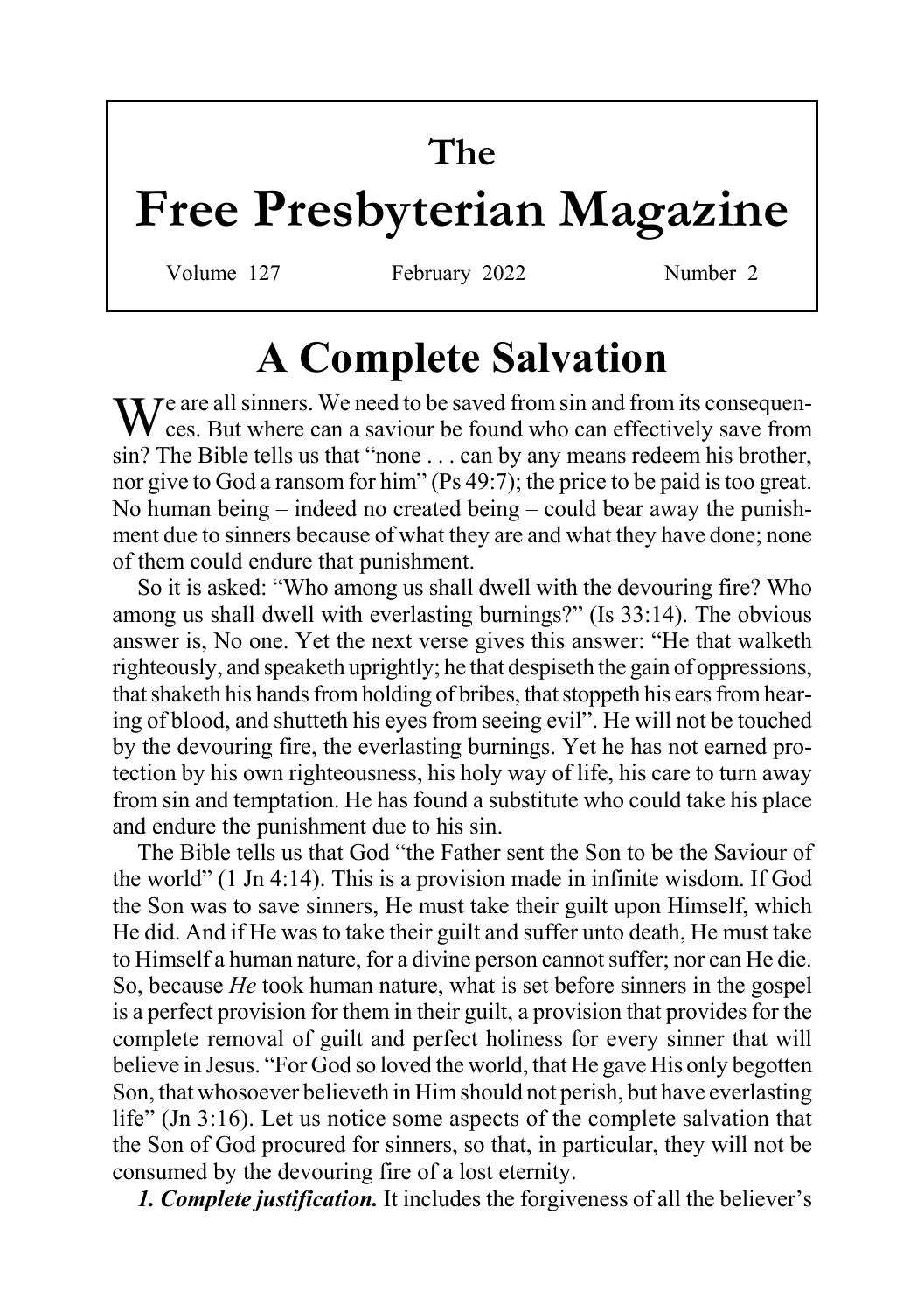# The Free Presbyterian Magazine

Volume 127 February 2022 Number 2

## A Complete Salvation

We are all sinners. We need to be saved from sin and from its consequences. But where can a saviour be found who can effectively save from sin? The Bible tells us that "none . . . can by any means redeem his brother, nor give to God a ransom for him" (Ps 49:7); the price to be paid is too great. No human being – indeed no created being – could bear away the punishment due to sinners because of what they are and what they have done; none of them could endure that punishment.

So it is asked: "Who among us shall dwell with the devouring fire? Who among us shall dwell with everlasting burnings?" (Is 33:14). The obvious answer is, No one. Yet the next verse gives this answer: "He that walketh righteously, and speaketh uprightly; he that despiseth the gain of oppressions, that shaketh his hands from holding of bribes, that stoppeth his ears from hearing of blood, and shutteth his eyes from seeing evil". He will not be touched by the devouring fire, the everlasting burnings. Yet he has not earned protection by his own righteousness, his holy way of life, his care to turn away from sin and temptation. He has found a substitute who could take his place and endure the punishment due to his sin.

The Bible tells us that God "the Father sent the Son to be the Saviour of the world" (1 Jn 4:14). This is a provision made in infinite wisdom. If God the Son was to save sinners, He must take their guilt upon Himself, which He did. And if He was to take their guilt and suffer unto death, He must take to Himself a human nature, for a divine person cannot suffer; nor can He die. So, because *He* took human nature, what is set before sinners in the gospel is a perfect provision for them in their guilt, a provision that provides for the complete removal of guilt and perfect holiness for every sinner that will believe in Jesus. "For God so loved the world, that He gave His only begotten Son, that whosoever believeth in Him should not perish, but have everlasting life" (Jn 3:16). Let us notice some aspects of the complete salvation that the Son of God procured for sinners, so that, in particular, they will not be consumed by the devouring fire of a lost eternity.

***1. Complete justification.*** It includes the forgiveness of all the believer's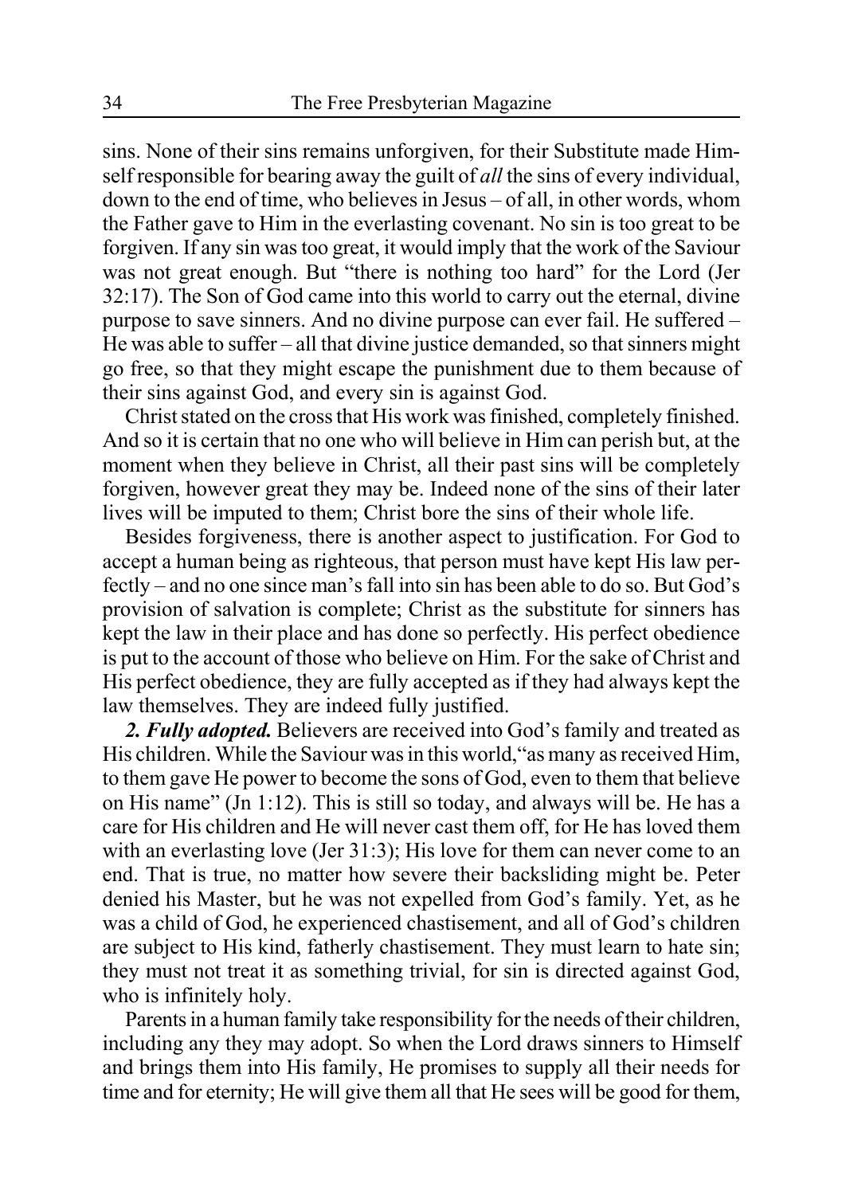sins. None of their sins remains unforgiven, for their Substitute made Himself responsible for bearing away the guilt of *all* the sins of every individual, down to the end of time, who believes in Jesus – of all, in other words, whom the Father gave to Him in the everlasting covenant. No sin is too great to be forgiven. If any sin was too great, it would imply that the work of the Saviour was not great enough. But "there is nothing too hard" for the Lord (Jer 32:17). The Son of God came into this world to carry out the eternal, divine purpose to save sinners. And no divine purpose can ever fail. He suffered – He was able to suffer – all that divine justice demanded, so that sinners might go free, so that they might escape the punishment due to them because of their sins against God, and every sin is against God.

Christ stated on the cross that His work was finished, completely finished. And so it is certain that no one who will believe in Him can perish but, at the moment when they believe in Christ, all their past sins will be completely forgiven, however great they may be. Indeed none of the sins of their later lives will be imputed to them; Christ bore the sins of their whole life.

Besides forgiveness, there is another aspect to justification. For God to accept a human being as righteous, that person must have kept His law perfectly – and no one since man's fall into sin has been able to do so. But God's provision of salvation is complete; Christ as the substitute for sinners has kept the law in their place and has done so perfectly. His perfect obedience is put to the account of those who believe on Him. For the sake of Christ and His perfect obedience, they are fully accepted as if they had always kept the law themselves. They are indeed fully justified.

***2. Fully adopted.*** Believers are received into God's family and treated as His children. While the Saviour was in this world, "as many as received Him, to them gave He power to become the sons of God, even to them that believe on His name" (Jn 1:12). This is still so today, and always will be. He has a care for His children and He will never cast them off, for He has loved them with an everlasting love (Jer 31:3); His love for them can never come to an end. That is true, no matter how severe their backsliding might be. Peter denied his Master, but he was not expelled from God's family. Yet, as he was a child of God, he experienced chastisement, and all of God's children are subject to His kind, fatherly chastisement. They must learn to hate sin; they must not treat it as something trivial, for sin is directed against God, who is infinitely holy.

Parents in a human family take responsibility for the needs of their children, including any they may adopt. So when the Lord draws sinners to Himself and brings them into His family, He promises to supply all their needs for time and for eternity; He will give them all that He sees will be good for them,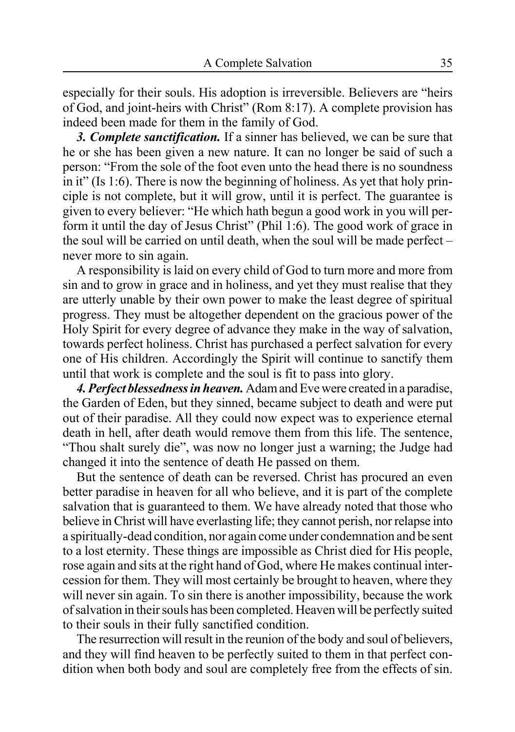especially for their souls. His adoption is irreversible. Believers are "heirs of God, and joint-heirs with Christ" (Rom 8:17). A complete provision has indeed been made for them in the family of God.

***3. Complete sanctification.*** If a sinner has believed, we can be sure that he or she has been given a new nature. It can no longer be said of such a person: "From the sole of the foot even unto the head there is no soundness in it" (Is 1:6). There is now the beginning of holiness. As yet that holy principle is not complete, but it will grow, until it is perfect. The guarantee is given to every believer: "He which hath begun a good work in you will perform it until the day of Jesus Christ" (Phil 1:6). The good work of grace in the soul will be carried on until death, when the soul will be made perfect – never more to sin again.

A responsibility is laid on every child of God to turn more and more from sin and to grow in grace and in holiness, and yet they must realise that they are utterly unable by their own power to make the least degree of spiritual progress. They must be altogether dependent on the gracious power of the Holy Spirit for every degree of advance they make in the way of salvation, towards perfect holiness. Christ has purchased a perfect salvation for every one of His children. Accordingly the Spirit will continue to sanctify them until that work is complete and the soul is fit to pass into glory.

***4. Perfect blessedness in heaven.*** Adam and Eve were created in a paradise, the Garden of Eden, but they sinned, became subject to death and were put out of their paradise. All they could now expect was to experience eternal death in hell, after death would remove them from this life. The sentence, "Thou shalt surely die", was now no longer just a warning; the Judge had changed it into the sentence of death He passed on them.

But the sentence of death can be reversed. Christ has procured an even better paradise in heaven for all who believe, and it is part of the complete salvation that is guaranteed to them. We have already noted that those who believe in Christ will have everlasting life; they cannot perish, nor relapse into a spiritually-dead condition, nor again come under condemnation and be sent to a lost eternity. These things are impossible as Christ died for His people, rose again and sits at the right hand of God, where He makes continual intercession for them. They will most certainly be brought to heaven, where they will never sin again. To sin there is another impossibility, because the work of salvation in their souls has been completed. Heaven will be perfectly suited to their souls in their fully sanctified condition.

The resurrection will result in the reunion of the body and soul of believers, and they will find heaven to be perfectly suited to them in that perfect condition when both body and soul are completely free from the effects of sin.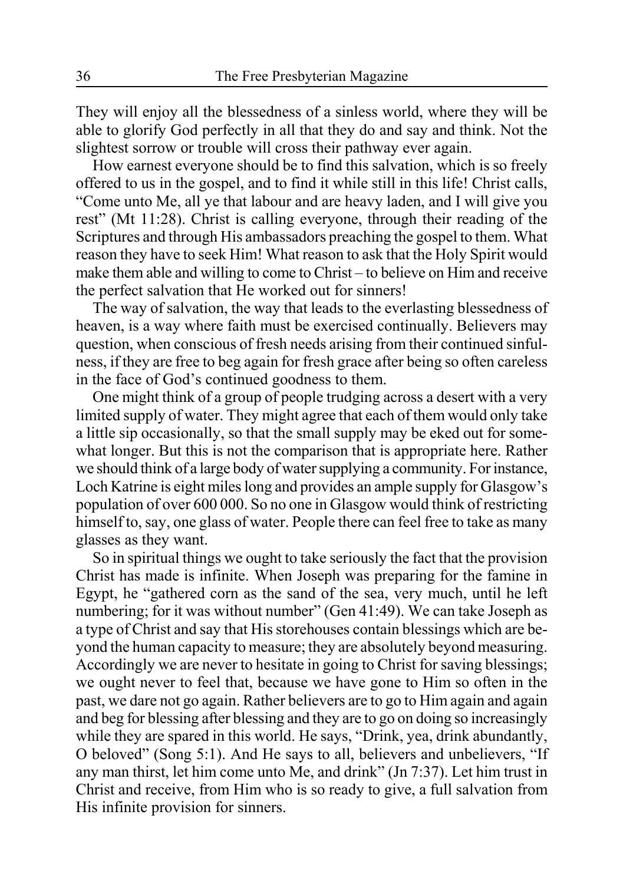They will enjoy all the blessedness of a sinless world, where they will be able to glorify God perfectly in all that they do and say and think. Not the slightest sorrow or trouble will cross their pathway ever again.

How earnest everyone should be to find this salvation, which is so freely offered to us in the gospel, and to find it while still in this life! Christ calls, "Come unto Me, all ye that labour and are heavy laden, and I will give you rest" (Mt 11:28). Christ is calling everyone, through their reading of the Scriptures and through His ambassadors preaching the gospel to them. What reason they have to seek Him! What reason to ask that the Holy Spirit would make them able and willing to come to Christ – to believe on Him and receive the perfect salvation that He worked out for sinners!

The way of salvation, the way that leads to the everlasting blessedness of heaven, is a way where faith must be exercised continually. Believers may question, when conscious of fresh needs arising from their continued sinfulness, if they are free to beg again for fresh grace after being so often careless in the face of God's continued goodness to them.

One might think of a group of people trudging across a desert with a very limited supply of water. They might agree that each of them would only take a little sip occasionally, so that the small supply may be eked out for somewhat longer. But this is not the comparison that is appropriate here. Rather we should think of a large body of water supplying a community. For instance, Loch Katrine is eight miles long and provides an ample supply for Glasgow's population of over 600 000. So no one in Glasgow would think of restricting himself to, say, one glass of water. People there can feel free to take as many glasses as they want.

So in spiritual things we ought to take seriously the fact that the provision Christ has made is infinite. When Joseph was preparing for the famine in Egypt, he "gathered corn as the sand of the sea, very much, until he left numbering; for it was without number" (Gen 41:49). We can take Joseph as a type of Christ and say that His storehouses contain blessings which are beyond the human capacity to measure; they are absolutely beyond measuring. Accordingly we are never to hesitate in going to Christ for saving blessings; we ought never to feel that, because we have gone to Him so often in the past, we dare not go again. Rather believers are to go to Him again and again and beg for blessing after blessing and they are to go on doing so increasingly while they are spared in this world. He says, "Drink, yea, drink abundantly, O beloved" (Song 5:1). And He says to all, believers and unbelievers, "If any man thirst, let him come unto Me, and drink" (Jn 7:37). Let him trust in Christ and receive, from Him who is so ready to give, a full salvation from His infinite provision for sinners.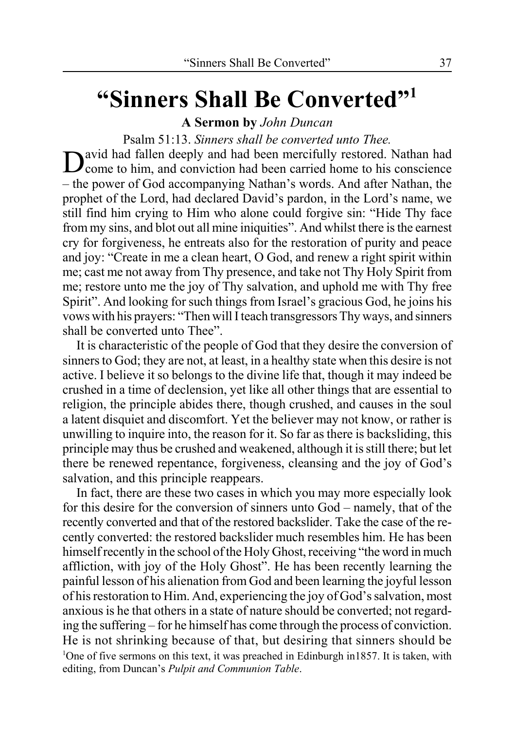# “Sinners Shall Be Converted”[1]

**A Sermon by** *John Duncan*

Psalm 51:13. *Sinners shall be converted unto Thee.*

David had fallen deeply and had been mercifully restored. Nathan had come to him, and conviction had been carried home to his conscience – the power of God accompanying Nathan’s words. And after Nathan, the prophet of the Lord, had declared David’s pardon, in the Lord’s name, we still find him crying to Him who alone could forgive sin: “Hide Thy face from my sins, and blot out all mine iniquities”. And whilst there is the earnest cry for forgiveness, he entreats also for the restoration of purity and peace and joy: “Create in me a clean heart, O God, and renew a right spirit within me; cast me not away from Thy presence, and take not Thy Holy Spirit from me; restore unto me the joy of Thy salvation, and uphold me with Thy free Spirit”. And looking for such things from Israel’s gracious God, he joins his vows with his prayers: “Then will I teach transgressors Thy ways, and sinners shall be converted unto Thee”.

It is characteristic of the people of God that they desire the conversion of sinners to God; they are not, at least, in a healthy state when this desire is not active. I believe it so belongs to the divine life that, though it may indeed be crushed in a time of declension, yet like all other things that are essential to religion, the principle abides there, though crushed, and causes in the soul a latent disquiet and discomfort. Yet the believer may not know, or rather is unwilling to inquire into, the reason for it. So far as there is backsliding, this principle may thus be crushed and weakened, although it is still there; but let there be renewed repentance, forgiveness, cleansing and the joy of God’s salvation, and this principle reappears.

In fact, there are these two cases in which you may more especially look for this desire for the conversion of sinners unto God – namely, that of the recently converted and that of the restored backslider. Take the case of the recently converted: the restored backslider much resembles him. He has been himself recently in the school of the Holy Ghost, receiving “the word in much affliction, with joy of the Holy Ghost”. He has been recently learning the painful lesson of his alienation from God and been learning the joyful lesson of his restoration to Him. And, experiencing the joy of God’s salvation, most anxious is he that others in a state of nature should be converted; not regarding the suffering – for he himself has come through the process of conviction. He is not shrinking because of that, but desiring that sinners should be

[1]One of five sermons on this text, it was preached in Edinburgh in1857. It is taken, with editing, from Duncan’s *Pulpit and Communion Table*.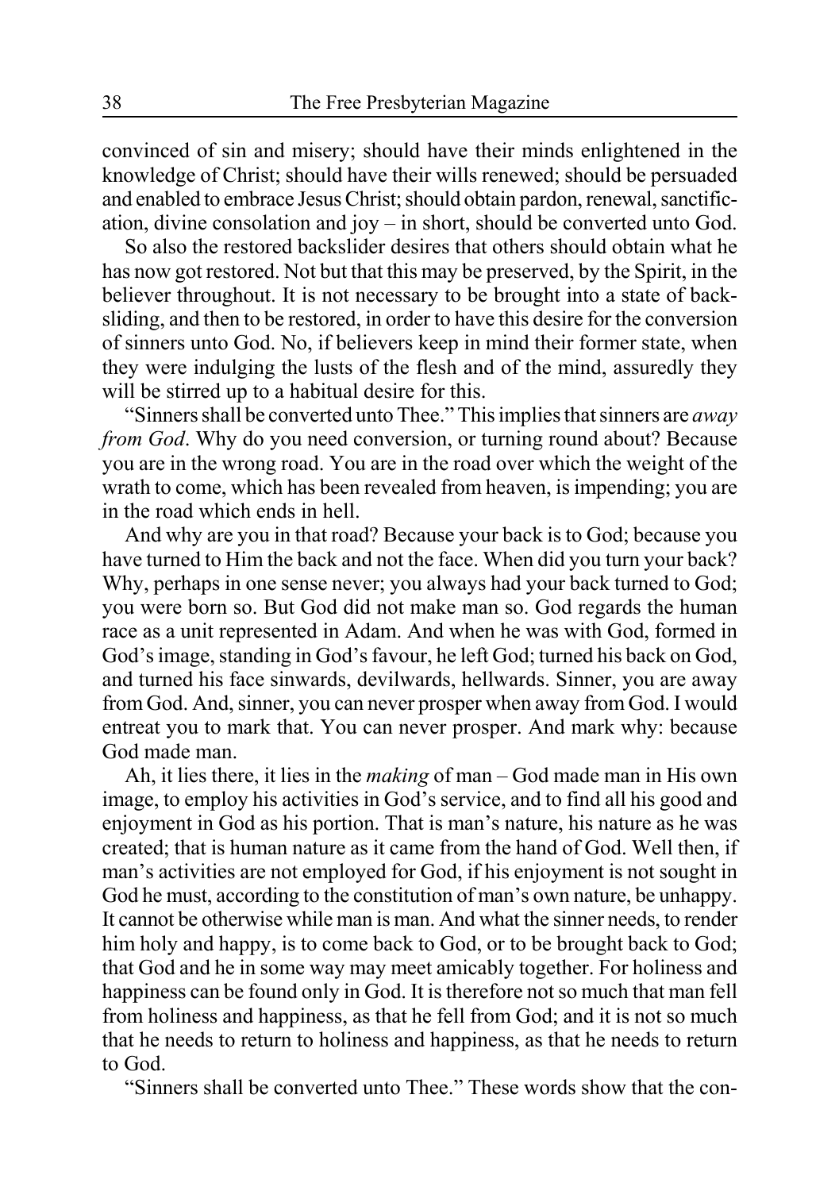convinced of sin and misery; should have their minds enlightened in the knowledge of Christ; should have their wills renewed; should be persuaded and enabled to embrace Jesus Christ; should obtain pardon, renewal, sanctification, divine consolation and joy – in short, should be converted unto God.

So also the restored backslider desires that others should obtain what he has now got restored. Not but that this may be preserved, by the Spirit, in the believer throughout. It is not necessary to be brought into a state of backsliding, and then to be restored, in order to have this desire for the conversion of sinners unto God. No, if believers keep in mind their former state, when they were indulging the lusts of the flesh and of the mind, assuredly they will be stirred up to a habitual desire for this.

"Sinners shall be converted unto Thee." This implies that sinners are *away from God*. Why do you need conversion, or turning round about? Because you are in the wrong road. You are in the road over which the weight of the wrath to come, which has been revealed from heaven, is impending; you are in the road which ends in hell.

And why are you in that road? Because your back is to God; because you have turned to Him the back and not the face. When did you turn your back? Why, perhaps in one sense never; you always had your back turned to God; you were born so. But God did not make man so. God regards the human race as a unit represented in Adam. And when he was with God, formed in God's image, standing in God's favour, he left God; turned his back on God, and turned his face sinwards, devilwards, hellwards. Sinner, you are away from God. And, sinner, you can never prosper when away from God. I would entreat you to mark that. You can never prosper. And mark why: because God made man.

Ah, it lies there, it lies in the *making* of man – God made man in His own image, to employ his activities in God's service, and to find all his good and enjoyment in God as his portion. That is man's nature, his nature as he was created; that is human nature as it came from the hand of God. Well then, if man's activities are not employed for God, if his enjoyment is not sought in God he must, according to the constitution of man's own nature, be unhappy. It cannot be otherwise while man is man. And what the sinner needs, to render him holy and happy, is to come back to God, or to be brought back to God; that God and he in some way may meet amicably together. For holiness and happiness can be found only in God. It is therefore not so much that man fell from holiness and happiness, as that he fell from God; and it is not so much that he needs to return to holiness and happiness, as that he needs to return to God.

"Sinners shall be converted unto Thee." These words show that the con-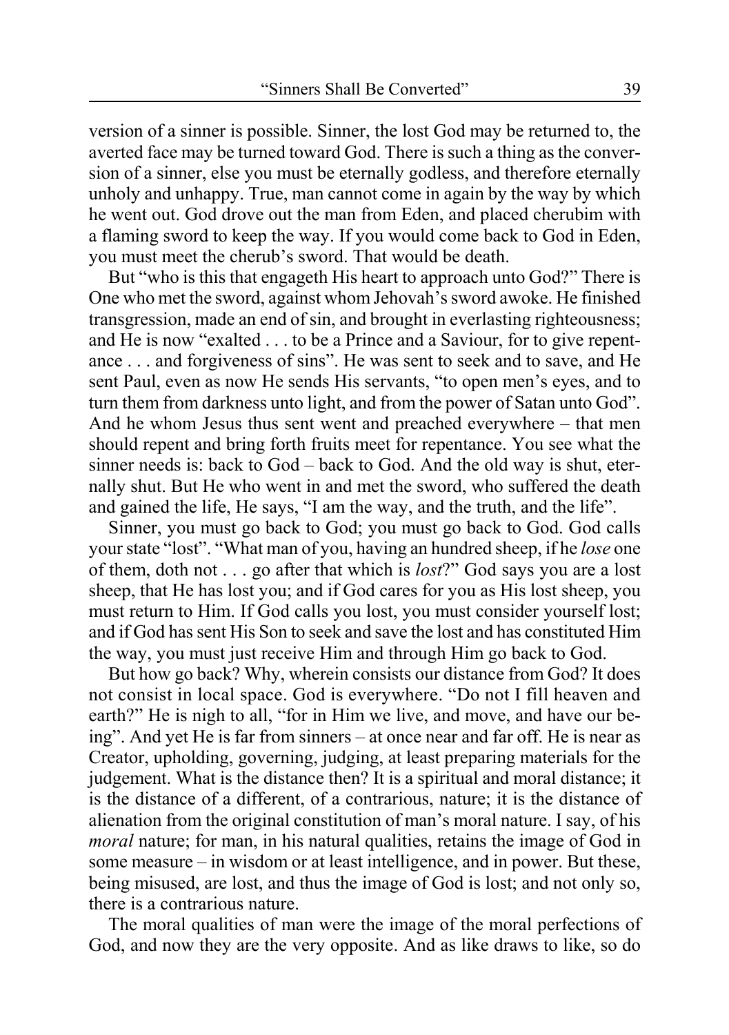version of a sinner is possible. Sinner, the lost God may be returned to, the averted face may be turned toward God. There is such a thing as the conversion of a sinner, else you must be eternally godless, and therefore eternally unholy and unhappy. True, man cannot come in again by the way by which he went out. God drove out the man from Eden, and placed cherubim with a flaming sword to keep the way. If you would come back to God in Eden, you must meet the cherub's sword. That would be death.

But "who is this that engageth His heart to approach unto God?" There is One who met the sword, against whom Jehovah's sword awoke. He finished transgression, made an end of sin, and brought in everlasting righteousness; and He is now "exalted . . . to be a Prince and a Saviour, for to give repentance . . . and forgiveness of sins". He was sent to seek and to save, and He sent Paul, even as now He sends His servants, "to open men's eyes, and to turn them from darkness unto light, and from the power of Satan unto God". And he whom Jesus thus sent went and preached everywhere – that men should repent and bring forth fruits meet for repentance. You see what the sinner needs is: back to God – back to God. And the old way is shut, eternally shut. But He who went in and met the sword, who suffered the death and gained the life, He says, "I am the way, and the truth, and the life".

Sinner, you must go back to God; you must go back to God. God calls your state "lost". "What man of you, having an hundred sheep, if he *lose* one of them, doth not . . . go after that which is *lost*?" God says you are a lost sheep, that He has lost you; and if God cares for you as His lost sheep, you must return to Him. If God calls you lost, you must consider yourself lost; and if God has sent His Son to seek and save the lost and has constituted Him the way, you must just receive Him and through Him go back to God.

But how go back? Why, wherein consists our distance from God? It does not consist in local space. God is everywhere. "Do not I fill heaven and earth?" He is nigh to all, "for in Him we live, and move, and have our being". And yet He is far from sinners – at once near and far off. He is near as Creator, upholding, governing, judging, at least preparing materials for the judgement. What is the distance then? It is a spiritual and moral distance; it is the distance of a different, of a contrarious, nature; it is the distance of alienation from the original constitution of man's moral nature. I say, of his *moral* nature; for man, in his natural qualities, retains the image of God in some measure – in wisdom or at least intelligence, and in power. But these, being misused, are lost, and thus the image of God is lost; and not only so, there is a contrarious nature.

The moral qualities of man were the image of the moral perfections of God, and now they are the very opposite. And as like draws to like, so do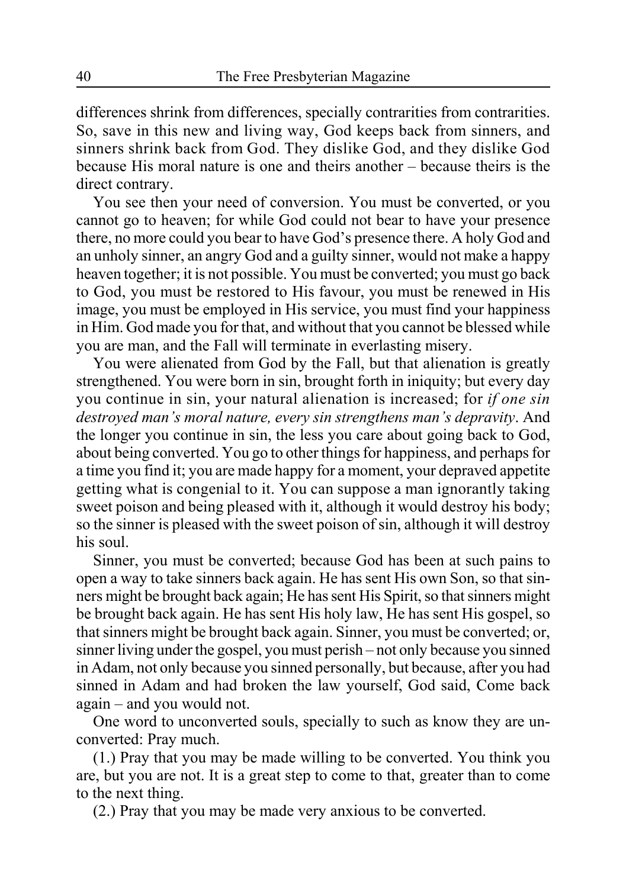differences shrink from differences, specially contrarities from contrarities. So, save in this new and living way, God keeps back from sinners, and sinners shrink back from God. They dislike God, and they dislike God because His moral nature is one and theirs another – because theirs is the direct contrary.

You see then your need of conversion. You must be converted, or you cannot go to heaven; for while God could not bear to have your presence there, no more could you bear to have God's presence there. A holy God and an unholy sinner, an angry God and a guilty sinner, would not make a happy heaven together; it is not possible. You must be converted; you must go back to God, you must be restored to His favour, you must be renewed in His image, you must be employed in His service, you must find your happiness in Him. God made you for that, and without that you cannot be blessed while you are man, and the Fall will terminate in everlasting misery.

You were alienated from God by the Fall, but that alienation is greatly strengthened. You were born in sin, brought forth in iniquity; but every day you continue in sin, your natural alienation is increased; for *if one sin destroyed man's moral nature, every sin strengthens man's depravity*. And the longer you continue in sin, the less you care about going back to God, about being converted. You go to other things for happiness, and perhaps for a time you find it; you are made happy for a moment, your depraved appetite getting what is congenial to it. You can suppose a man ignorantly taking sweet poison and being pleased with it, although it would destroy his body; so the sinner is pleased with the sweet poison of sin, although it will destroy his soul.

Sinner, you must be converted; because God has been at such pains to open a way to take sinners back again. He has sent His own Son, so that sinners might be brought back again; He has sent His Spirit, so that sinners might be brought back again. He has sent His holy law, He has sent His gospel, so that sinners might be brought back again. Sinner, you must be converted; or, sinner living under the gospel, you must perish – not only because you sinned in Adam, not only because you sinned personally, but because, after you had sinned in Adam and had broken the law yourself, God said, Come back again – and you would not.

One word to unconverted souls, specially to such as know they are unconverted: Pray much.

(1.) Pray that you may be made willing to be converted. You think you are, but you are not. It is a great step to come to that, greater than to come to the next thing.

(2.) Pray that you may be made very anxious to be converted.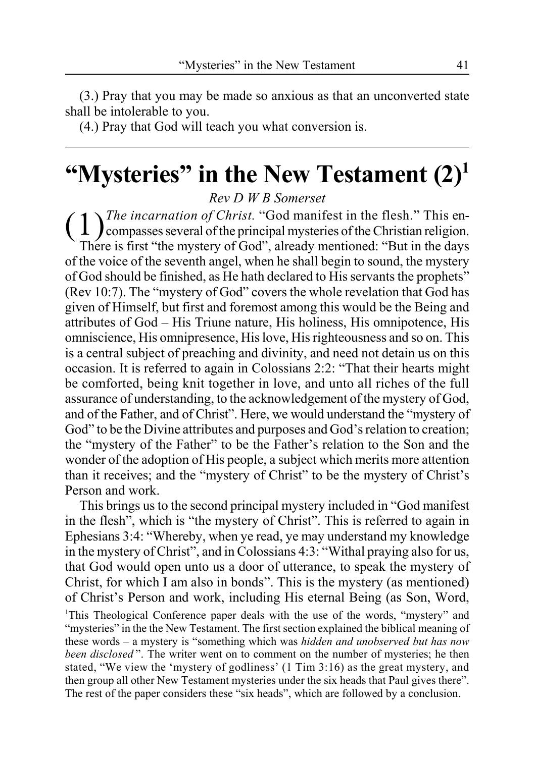(3.) Pray that you may be made so anxious as that an unconverted state shall be intolerable to you.

(4.) Pray that God will teach you what conversion is.

---

# "Mysteries" in the New Testament (2)[1]

*Rev D W B Somerset*

(1) *The incarnation of Christ.* "God manifest in the flesh." This encompasses several of the principal mysteries of the Christian religion. There is first "the mystery of God", already mentioned: "But in the days of the voice of the seventh angel, when he shall begin to sound, the mystery of God should be finished, as He hath declared to His servants the prophets" (Rev 10:7). The "mystery of God" covers the whole revelation that God has given of Himself, but first and foremost among this would be the Being and attributes of God – His Triune nature, His holiness, His omnipotence, His omniscience, His omnipresence, His love, His righteousness and so on. This is a central subject of preaching and divinity, and need not detain us on this occasion. It is referred to again in Colossians 2:2: "That their hearts might be comforted, being knit together in love, and unto all riches of the full assurance of understanding, to the acknowledgement of the mystery of God, and of the Father, and of Christ". Here, we would understand the "mystery of God" to be the Divine attributes and purposes and God's relation to creation; the "mystery of the Father" to be the Father's relation to the Son and the wonder of the adoption of His people, a subject which merits more attention than it receives; and the "mystery of Christ" to be the mystery of Christ's Person and work.

This brings us to the second principal mystery included in "God manifest in the flesh", which is "the mystery of Christ". This is referred to again in Ephesians 3:4: "Whereby, when ye read, ye may understand my knowledge in the mystery of Christ", and in Colossians 4:3: "Withal praying also for us, that God would open unto us a door of utterance, to speak the mystery of Christ, for which I am also in bonds". This is the mystery (as mentioned) of Christ's Person and work, including His eternal Being (as Son, Word,

[1]This Theological Conference paper deals with the use of the words, "mystery" and "mysteries" in the the New Testament. The first section explained the biblical meaning of these words – a mystery is "something which was *hidden and unobserved but has now been disclosed*". The writer went on to comment on the number of mysteries; he then stated, "We view the 'mystery of godliness' (1 Tim 3:16) as the great mystery, and then group all other New Testament mysteries under the six heads that Paul gives there". The rest of the paper considers these "six heads", which are followed by a conclusion.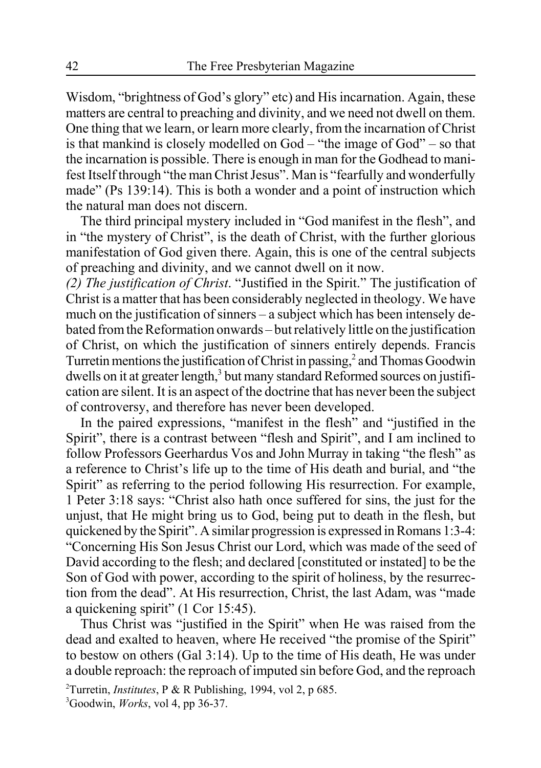Wisdom, "brightness of God's glory" etc) and His incarnation. Again, these matters are central to preaching and divinity, and we need not dwell on them. One thing that we learn, or learn more clearly, from the incarnation of Christ is that mankind is closely modelled on God – "the image of God" – so that the incarnation is possible. There is enough in man for the Godhead to manifest Itself through "the man Christ Jesus". Man is "fearfully and wonderfully made" (Ps 139:14). This is both a wonder and a point of instruction which the natural man does not discern.

The third principal mystery included in "God manifest in the flesh", and in "the mystery of Christ", is the death of Christ, with the further glorious manifestation of God given there. Again, this is one of the central subjects of preaching and divinity, and we cannot dwell on it now.

*(2) The justification of Christ*. "Justified in the Spirit." The justification of Christ is a matter that has been considerably neglected in theology. We have much on the justification of sinners – a subject which has been intensely debated from the Reformation onwards – but relatively little on the justification of Christ, on which the justification of sinners entirely depends. Francis Turretin mentions the justification of Christ in passing,[2] and Thomas Goodwin dwells on it at greater length,[3] but many standard Reformed sources on justification are silent. It is an aspect of the doctrine that has never been the subject of controversy, and therefore has never been developed.

In the paired expressions, "manifest in the flesh" and "justified in the Spirit", there is a contrast between "flesh and Spirit", and I am inclined to follow Professors Geerhardus Vos and John Murray in taking "the flesh" as a reference to Christ's life up to the time of His death and burial, and "the Spirit" as referring to the period following His resurrection. For example, 1 Peter 3:18 says: "Christ also hath once suffered for sins, the just for the unjust, that He might bring us to God, being put to death in the flesh, but quickened by the Spirit". A similar progression is expressed in Romans 1:3-4: "Concerning His Son Jesus Christ our Lord, which was made of the seed of David according to the flesh; and declared [constituted or instated] to be the Son of God with power, according to the spirit of holiness, by the resurrection from the dead". At His resurrection, Christ, the last Adam, was "made a quickening spirit" (1 Cor 15:45).

Thus Christ was "justified in the Spirit" when He was raised from the dead and exalted to heaven, where He received "the promise of the Spirit" to bestow on others (Gal 3:14). Up to the time of His death, He was under a double reproach: the reproach of imputed sin before God, and the reproach

[2]Turretin, *Institutes*, P & R Publishing, 1994, vol 2, p 685.

[3]Goodwin, *Works*, vol 4, pp 36-37.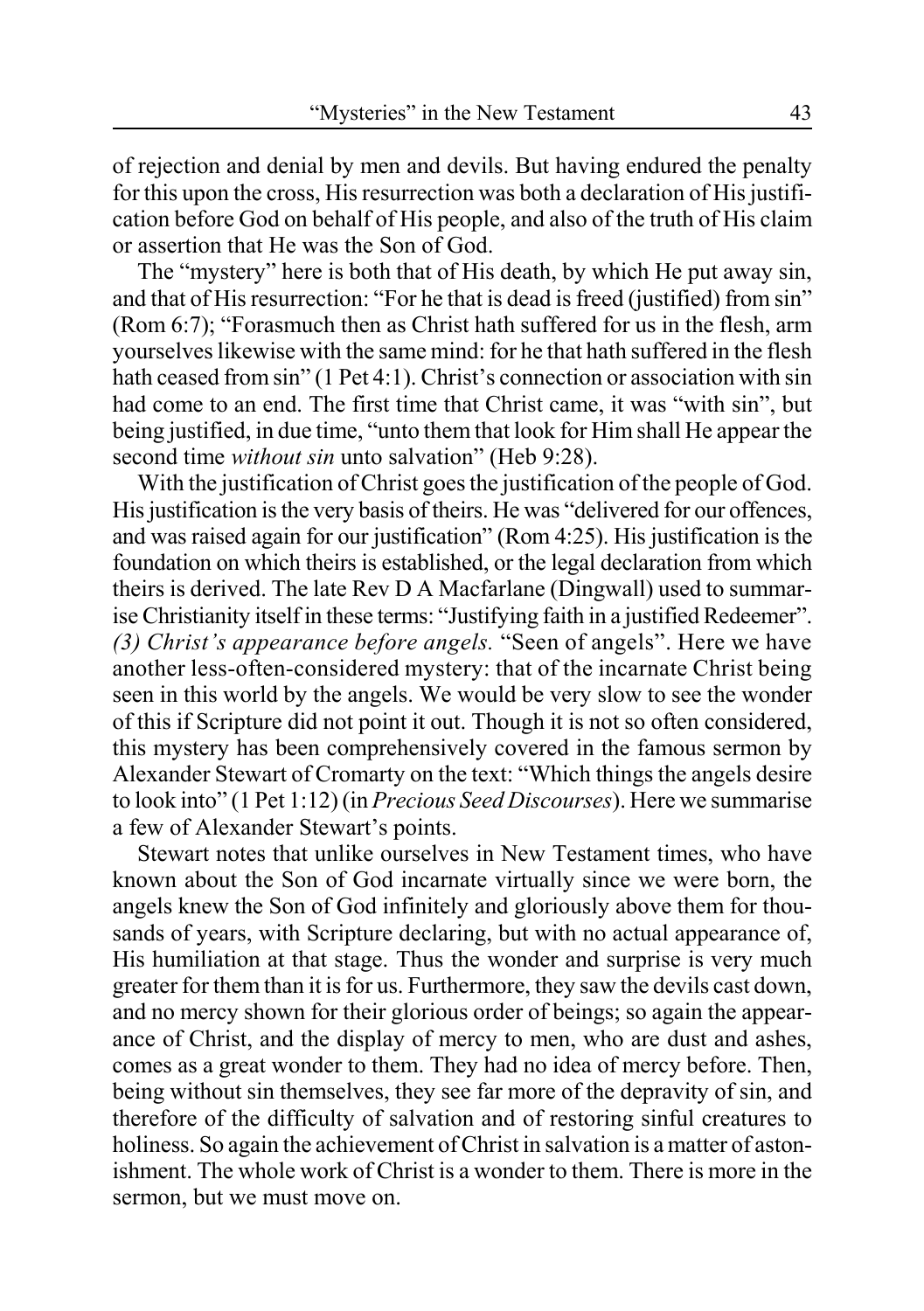of rejection and denial by men and devils. But having endured the penalty for this upon the cross, His resurrection was both a declaration of His justification before God on behalf of His people, and also of the truth of His claim or assertion that He was the Son of God.

The "mystery" here is both that of His death, by which He put away sin, and that of His resurrection: "For he that is dead is freed (justified) from sin" (Rom 6:7); "Forasmuch then as Christ hath suffered for us in the flesh, arm yourselves likewise with the same mind: for he that hath suffered in the flesh hath ceased from sin" (1 Pet 4:1). Christ's connection or association with sin had come to an end. The first time that Christ came, it was "with sin", but being justified, in due time, "unto them that look for Him shall He appear the second time *without sin* unto salvation" (Heb 9:28).

With the justification of Christ goes the justification of the people of God. His justification is the very basis of theirs. He was "delivered for our offences, and was raised again for our justification" (Rom 4:25). His justification is the foundation on which theirs is established, or the legal declaration from which theirs is derived. The late Rev D A Macfarlane (Dingwall) used to summarise Christianity itself in these terms: "Justifying faith in a justified Redeemer".
*(3) Christ's appearance before angels.* "Seen of angels". Here we have another less-often-considered mystery: that of the incarnate Christ being seen in this world by the angels. We would be very slow to see the wonder of this if Scripture did not point it out. Though it is not so often considered, this mystery has been comprehensively covered in the famous sermon by Alexander Stewart of Cromarty on the text: "Which things the angels desire to look into" (1 Pet 1:12) (in *Precious Seed Discourses*). Here we summarise a few of Alexander Stewart's points.

Stewart notes that unlike ourselves in New Testament times, who have known about the Son of God incarnate virtually since we were born, the angels knew the Son of God infinitely and gloriously above them for thousands of years, with Scripture declaring, but with no actual appearance of, His humiliation at that stage. Thus the wonder and surprise is very much greater for them than it is for us. Furthermore, they saw the devils cast down, and no mercy shown for their glorious order of beings; so again the appearance of Christ, and the display of mercy to men, who are dust and ashes, comes as a great wonder to them. They had no idea of mercy before. Then, being without sin themselves, they see far more of the depravity of sin, and therefore of the difficulty of salvation and of restoring sinful creatures to holiness. So again the achievement of Christ in salvation is a matter of astonishment. The whole work of Christ is a wonder to them. There is more in the sermon, but we must move on.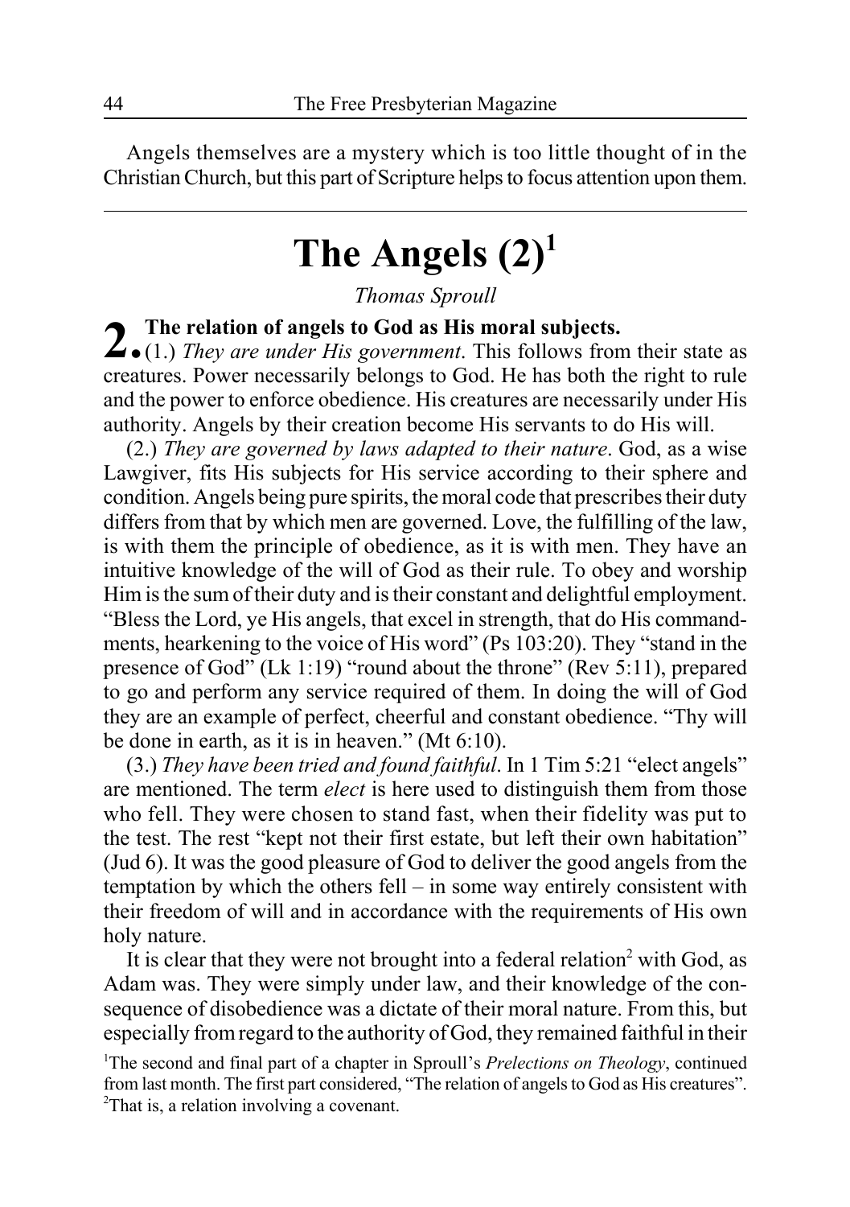Angels themselves are a mystery which is too little thought of in the Christian Church, but this part of Scripture helps to focus attention upon them.

---

# The Angels (2)[1]

*Thomas Sproull*

**2. The relation of angels to God as His moral subjects.**

(1.) *They are under His government*. This follows from their state as creatures. Power necessarily belongs to God. He has both the right to rule and the power to enforce obedience. His creatures are necessarily under His authority. Angels by their creation become His servants to do His will.

(2.) *They are governed by laws adapted to their nature*. God, as a wise Lawgiver, fits His subjects for His service according to their sphere and condition. Angels being pure spirits, the moral code that prescribes their duty differs from that by which men are governed. Love, the fulfilling of the law, is with them the principle of obedience, as it is with men. They have an intuitive knowledge of the will of God as their rule. To obey and worship Him is the sum of their duty and is their constant and delightful employment. "Bless the Lord, ye His angels, that excel in strength, that do His commandments, hearkening to the voice of His word" (Ps 103:20). They "stand in the presence of God" (Lk 1:19) "round about the throne" (Rev 5:11), prepared to go and perform any service required of them. In doing the will of God they are an example of perfect, cheerful and constant obedience. "Thy will be done in earth, as it is in heaven." (Mt 6:10).

(3.) *They have been tried and found faithful*. In 1 Tim 5:21 "elect angels" are mentioned. The term *elect* is here used to distinguish them from those who fell. They were chosen to stand fast, when their fidelity was put to the test. The rest "kept not their first estate, but left their own habitation" (Jud 6). It was the good pleasure of God to deliver the good angels from the temptation by which the others fell – in some way entirely consistent with their freedom of will and in accordance with the requirements of His own holy nature.

It is clear that they were not brought into a federal relation[2] with God, as Adam was. They were simply under law, and their knowledge of the consequence of disobedience was a dictate of their moral nature. From this, but especially from regard to the authority of God, they remained faithful in their

[1]The second and final part of a chapter in Sproull's *Prelections on Theology*, continued from last month. The first part considered, "The relation of angels to God as His creatures".

[2]That is, a relation involving a covenant.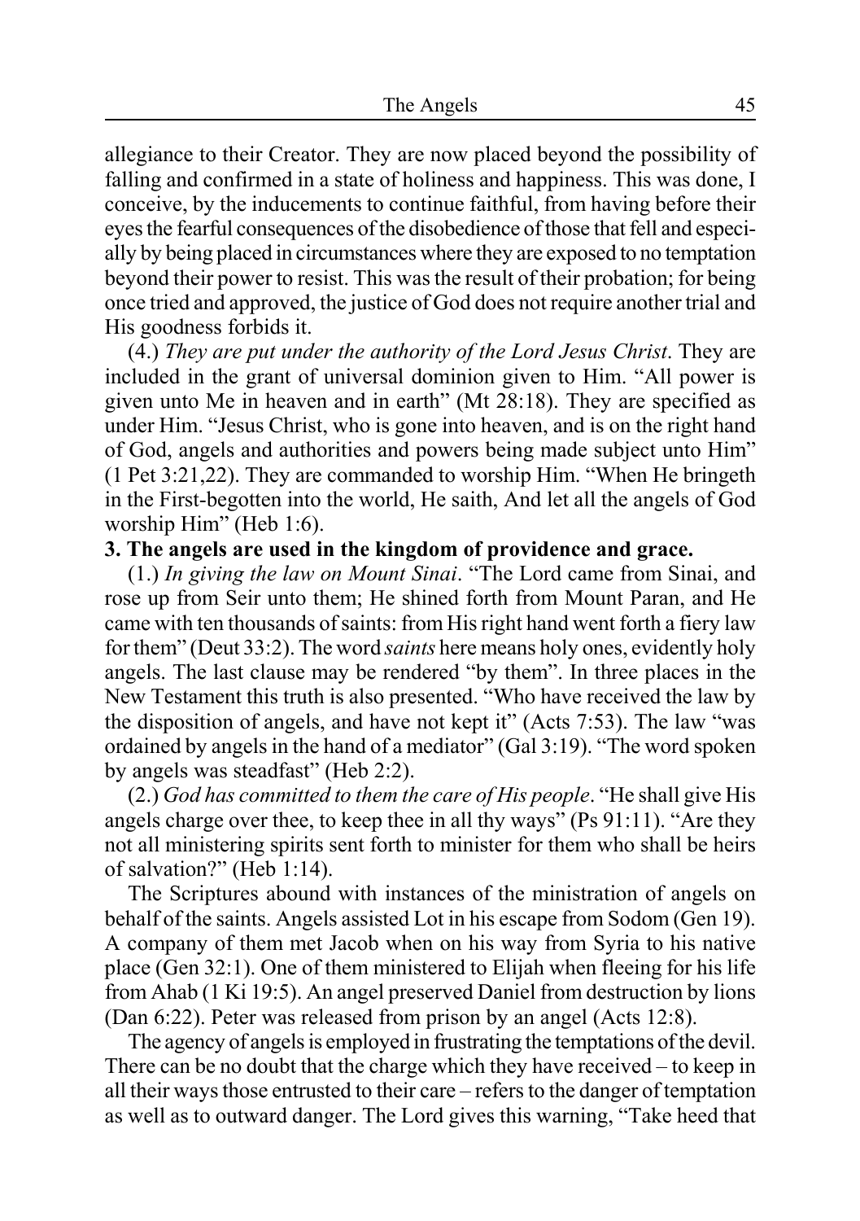allegiance to their Creator. They are now placed beyond the possibility of falling and confirmed in a state of holiness and happiness. This was done, I conceive, by the inducements to continue faithful, from having before their eyes the fearful consequences of the disobedience of those that fell and especially by being placed in circumstances where they are exposed to no temptation beyond their power to resist. This was the result of their probation; for being once tried and approved, the justice of God does not require another trial and His goodness forbids it.

(4.) *They are put under the authority of the Lord Jesus Christ*. They are included in the grant of universal dominion given to Him. "All power is given unto Me in heaven and in earth" (Mt 28:18). They are specified as under Him. "Jesus Christ, who is gone into heaven, and is on the right hand of God, angels and authorities and powers being made subject unto Him" (1 Pet 3:21,22). They are commanded to worship Him. "When He bringeth in the First-begotten into the world, He saith, And let all the angels of God worship Him" (Heb 1:6).

**3. The angels are used in the kingdom of providence and grace.**

(1.) *In giving the law on Mount Sinai*. "The Lord came from Sinai, and rose up from Seir unto them; He shined forth from Mount Paran, and He came with ten thousands of saints: from His right hand went forth a fiery law for them" (Deut 33:2). The word *saints* here means holy ones, evidently holy angels. The last clause may be rendered "by them". In three places in the New Testament this truth is also presented. "Who have received the law by the disposition of angels, and have not kept it" (Acts 7:53). The law "was ordained by angels in the hand of a mediator" (Gal 3:19). "The word spoken by angels was steadfast" (Heb 2:2).

(2.) *God has committed to them the care of His people*. "He shall give His angels charge over thee, to keep thee in all thy ways" (Ps 91:11). "Are they not all ministering spirits sent forth to minister for them who shall be heirs of salvation?" (Heb 1:14).

The Scriptures abound with instances of the ministration of angels on behalf of the saints. Angels assisted Lot in his escape from Sodom (Gen 19). A company of them met Jacob when on his way from Syria to his native place (Gen 32:1). One of them ministered to Elijah when fleeing for his life from Ahab (1 Ki 19:5). An angel preserved Daniel from destruction by lions (Dan 6:22). Peter was released from prison by an angel (Acts 12:8).

The agency of angels is employed in frustrating the temptations of the devil. There can be no doubt that the charge which they have received – to keep in all their ways those entrusted to their care – refers to the danger of temptation as well as to outward danger. The Lord gives this warning, "Take heed that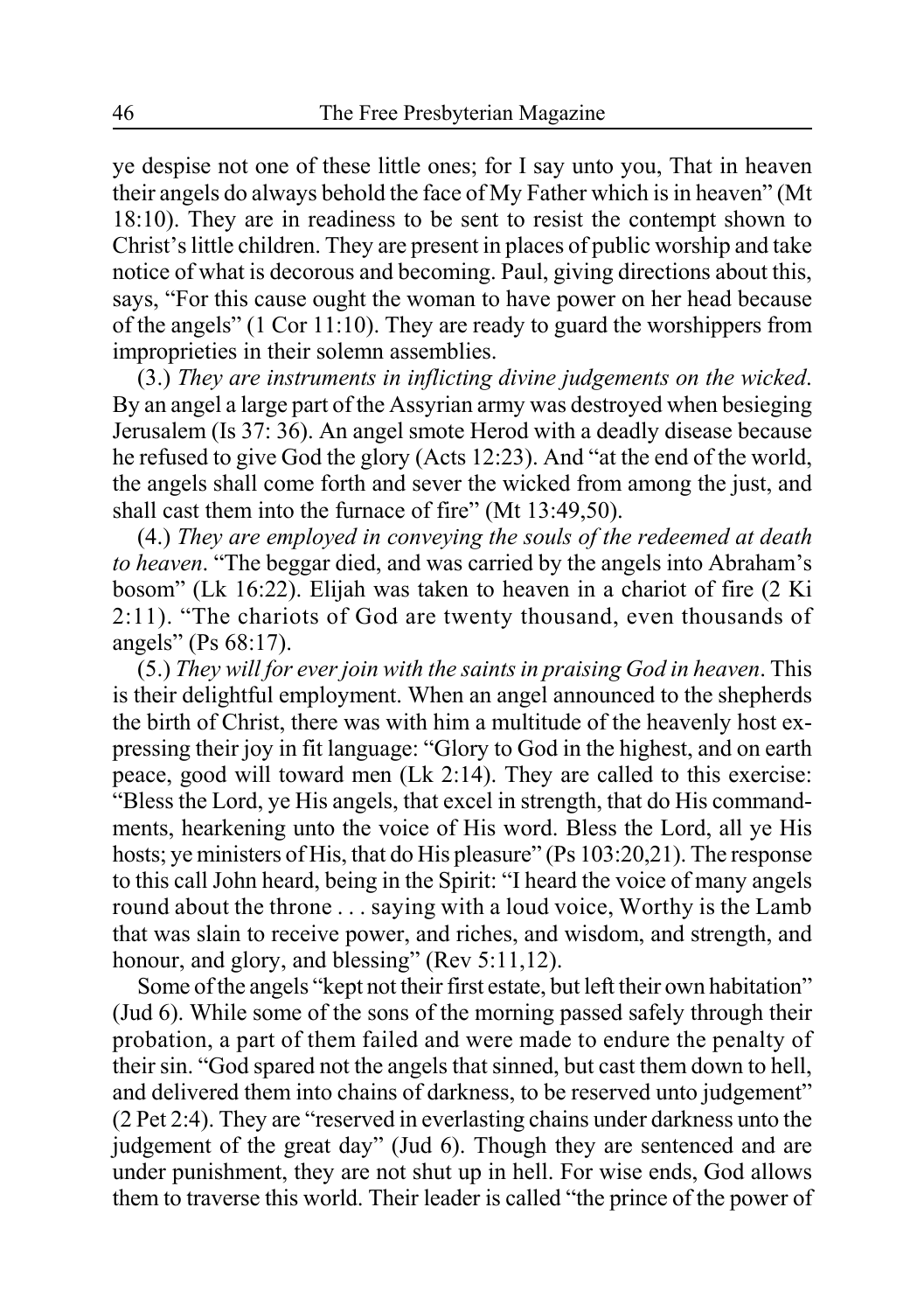ye despise not one of these little ones; for I say unto you, That in heaven their angels do always behold the face of My Father which is in heaven" (Mt 18:10). They are in readiness to be sent to resist the contempt shown to Christ's little children. They are present in places of public worship and take notice of what is decorous and becoming. Paul, giving directions about this, says, "For this cause ought the woman to have power on her head because of the angels" (1 Cor 11:10). They are ready to guard the worshippers from improprieties in their solemn assemblies.

(3.) *They are instruments in inflicting divine judgements on the wicked*. By an angel a large part of the Assyrian army was destroyed when besieging Jerusalem (Is 37: 36). An angel smote Herod with a deadly disease because he refused to give God the glory (Acts 12:23). And "at the end of the world, the angels shall come forth and sever the wicked from among the just, and shall cast them into the furnace of fire" (Mt 13:49,50).

(4.) *They are employed in conveying the souls of the redeemed at death to heaven*. "The beggar died, and was carried by the angels into Abraham's bosom" (Lk 16:22). Elijah was taken to heaven in a chariot of fire (2 Ki 2:11). "The chariots of God are twenty thousand, even thousands of angels" (Ps 68:17).

(5.) *They will for ever join with the saints in praising God in heaven*. This is their delightful employment. When an angel announced to the shepherds the birth of Christ, there was with him a multitude of the heavenly host expressing their joy in fit language: "Glory to God in the highest, and on earth peace, good will toward men (Lk 2:14). They are called to this exercise: "Bless the Lord, ye His angels, that excel in strength, that do His commandments, hearkening unto the voice of His word. Bless the Lord, all ye His hosts; ye ministers of His, that do His pleasure" (Ps 103:20,21). The response to this call John heard, being in the Spirit: "I heard the voice of many angels round about the throne . . . saying with a loud voice, Worthy is the Lamb that was slain to receive power, and riches, and wisdom, and strength, and honour, and glory, and blessing" (Rev 5:11,12).

Some of the angels "kept not their first estate, but left their own habitation" (Jud 6). While some of the sons of the morning passed safely through their probation, a part of them failed and were made to endure the penalty of their sin. "God spared not the angels that sinned, but cast them down to hell, and delivered them into chains of darkness, to be reserved unto judgement" (2 Pet 2:4). They are "reserved in everlasting chains under darkness unto the judgement of the great day" (Jud 6). Though they are sentenced and are under punishment, they are not shut up in hell. For wise ends, God allows them to traverse this world. Their leader is called "the prince of the power of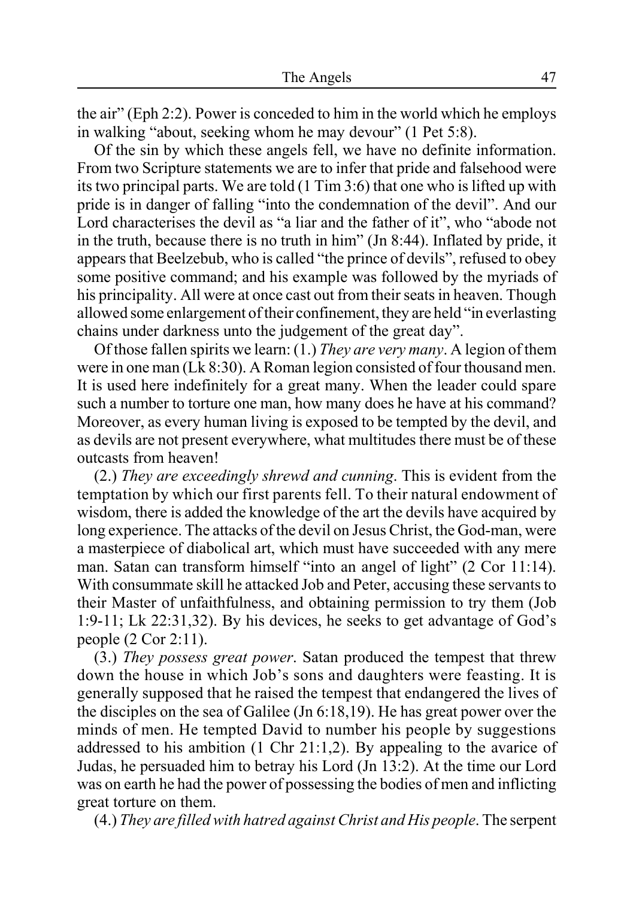the air" (Eph 2:2). Power is conceded to him in the world which he employs in walking "about, seeking whom he may devour" (1 Pet 5:8).

Of the sin by which these angels fell, we have no definite information. From two Scripture statements we are to infer that pride and falsehood were its two principal parts. We are told (1 Tim 3:6) that one who is lifted up with pride is in danger of falling "into the condemnation of the devil". And our Lord characterises the devil as "a liar and the father of it", who "abode not in the truth, because there is no truth in him" (Jn 8:44). Inflated by pride, it appears that Beelzebub, who is called "the prince of devils", refused to obey some positive command; and his example was followed by the myriads of his principality. All were at once cast out from their seats in heaven. Though allowed some enlargement of their confinement, they are held "in everlasting chains under darkness unto the judgement of the great day".

Of those fallen spirits we learn: (1.) *They are very many*. A legion of them were in one man (Lk 8:30). A Roman legion consisted of four thousand men. It is used here indefinitely for a great many. When the leader could spare such a number to torture one man, how many does he have at his command? Moreover, as every human living is exposed to be tempted by the devil, and as devils are not present everywhere, what multitudes there must be of these outcasts from heaven!

(2.) *They are exceedingly shrewd and cunning*. This is evident from the temptation by which our first parents fell. To their natural endowment of wisdom, there is added the knowledge of the art the devils have acquired by long experience. The attacks of the devil on Jesus Christ, the God-man, were a masterpiece of diabolical art, which must have succeeded with any mere man. Satan can transform himself "into an angel of light" (2 Cor 11:14). With consummate skill he attacked Job and Peter, accusing these servants to their Master of unfaithfulness, and obtaining permission to try them (Job 1:9-11; Lk 22:31,32). By his devices, he seeks to get advantage of God's people (2 Cor 2:11).

(3.) *They possess great power*. Satan produced the tempest that threw down the house in which Job's sons and daughters were feasting. It is generally supposed that he raised the tempest that endangered the lives of the disciples on the sea of Galilee (Jn 6:18,19). He has great power over the minds of men. He tempted David to number his people by suggestions addressed to his ambition (1 Chr 21:1,2). By appealing to the avarice of Judas, he persuaded him to betray his Lord (Jn 13:2). At the time our Lord was on earth he had the power of possessing the bodies of men and inflicting great torture on them.

(4.) *They are filled with hatred against Christ and His people*. The serpent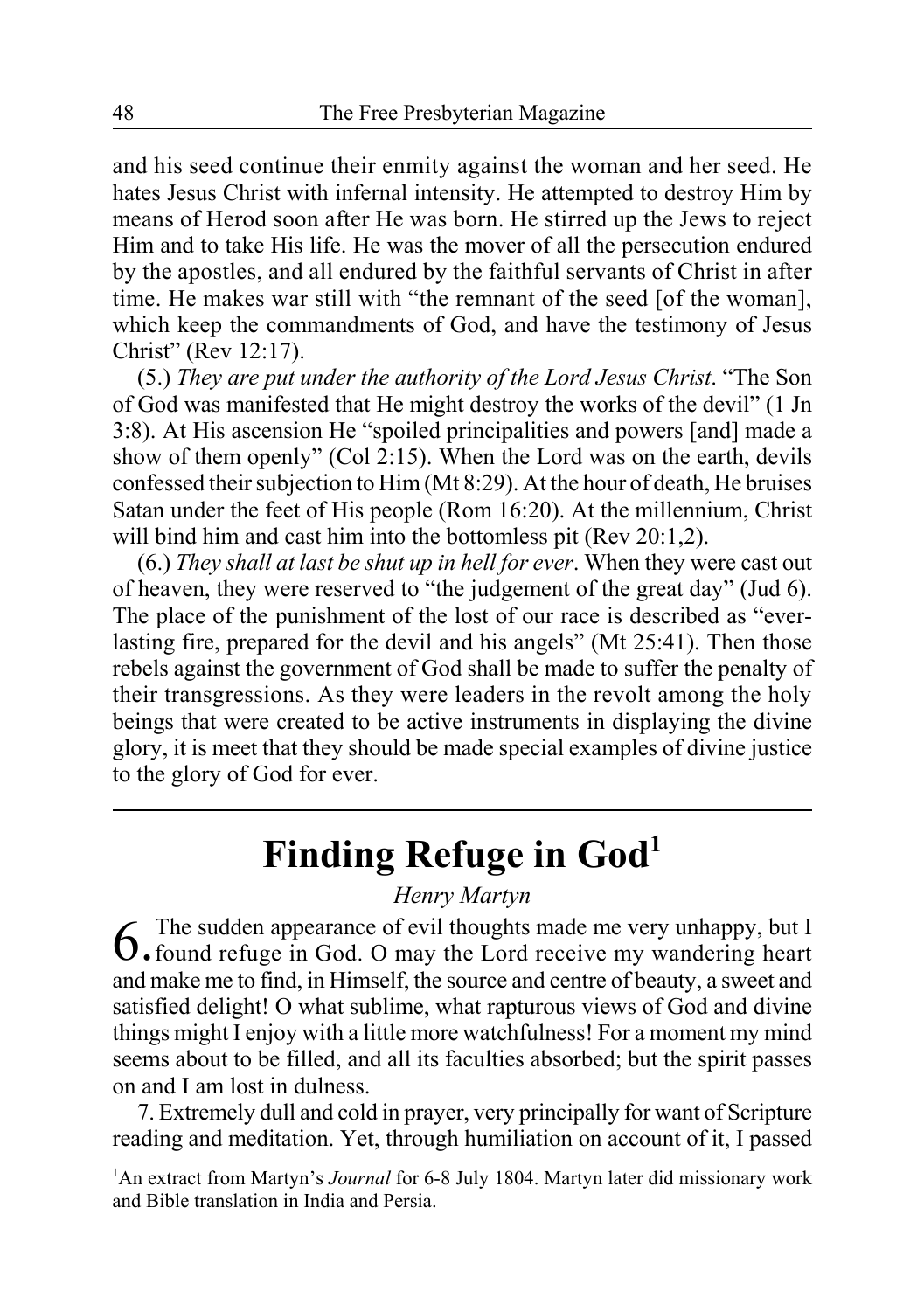and his seed continue their enmity against the woman and her seed. He hates Jesus Christ with infernal intensity. He attempted to destroy Him by means of Herod soon after He was born. He stirred up the Jews to reject Him and to take His life. He was the mover of all the persecution endured by the apostles, and all endured by the faithful servants of Christ in after time. He makes war still with "the remnant of the seed [of the woman], which keep the commandments of God, and have the testimony of Jesus Christ" (Rev 12:17).

(5.) *They are put under the authority of the Lord Jesus Christ*. "The Son of God was manifested that He might destroy the works of the devil" (1 Jn 3:8). At His ascension He "spoiled principalities and powers [and] made a show of them openly" (Col 2:15). When the Lord was on the earth, devils confessed their subjection to Him (Mt 8:29). At the hour of death, He bruises Satan under the feet of His people (Rom 16:20). At the millennium, Christ will bind him and cast him into the bottomless pit (Rev 20:1,2).

(6.) *They shall at last be shut up in hell for ever*. When they were cast out of heaven, they were reserved to "the judgement of the great day" (Jud 6). The place of the punishment of the lost of our race is described as "everlasting fire, prepared for the devil and his angels" (Mt 25:41). Then those rebels against the government of God shall be made to suffer the penalty of their transgressions. As they were leaders in the revolt among the holy beings that were created to be active instruments in displaying the divine glory, it is meet that they should be made special examples of divine justice to the glory of God for ever.

---

# Finding Refuge in God[1]

*Henry Martyn*

6. The sudden appearance of evil thoughts made me very unhappy, but I found refuge in God. O may the Lord receive my wandering heart and make me to find, in Himself, the source and centre of beauty, a sweet and satisfied delight! O what sublime, what rapturous views of God and divine things might I enjoy with a little more watchfulness! For a moment my mind seems about to be filled, and all its faculties absorbed; but the spirit passes on and I am lost in dulness.

7. Extremely dull and cold in prayer, very principally for want of Scripture reading and meditation. Yet, through humiliation on account of it, I passed

[1]An extract from Martyn's *Journal* for 6-8 July 1804. Martyn later did missionary work and Bible translation in India and Persia.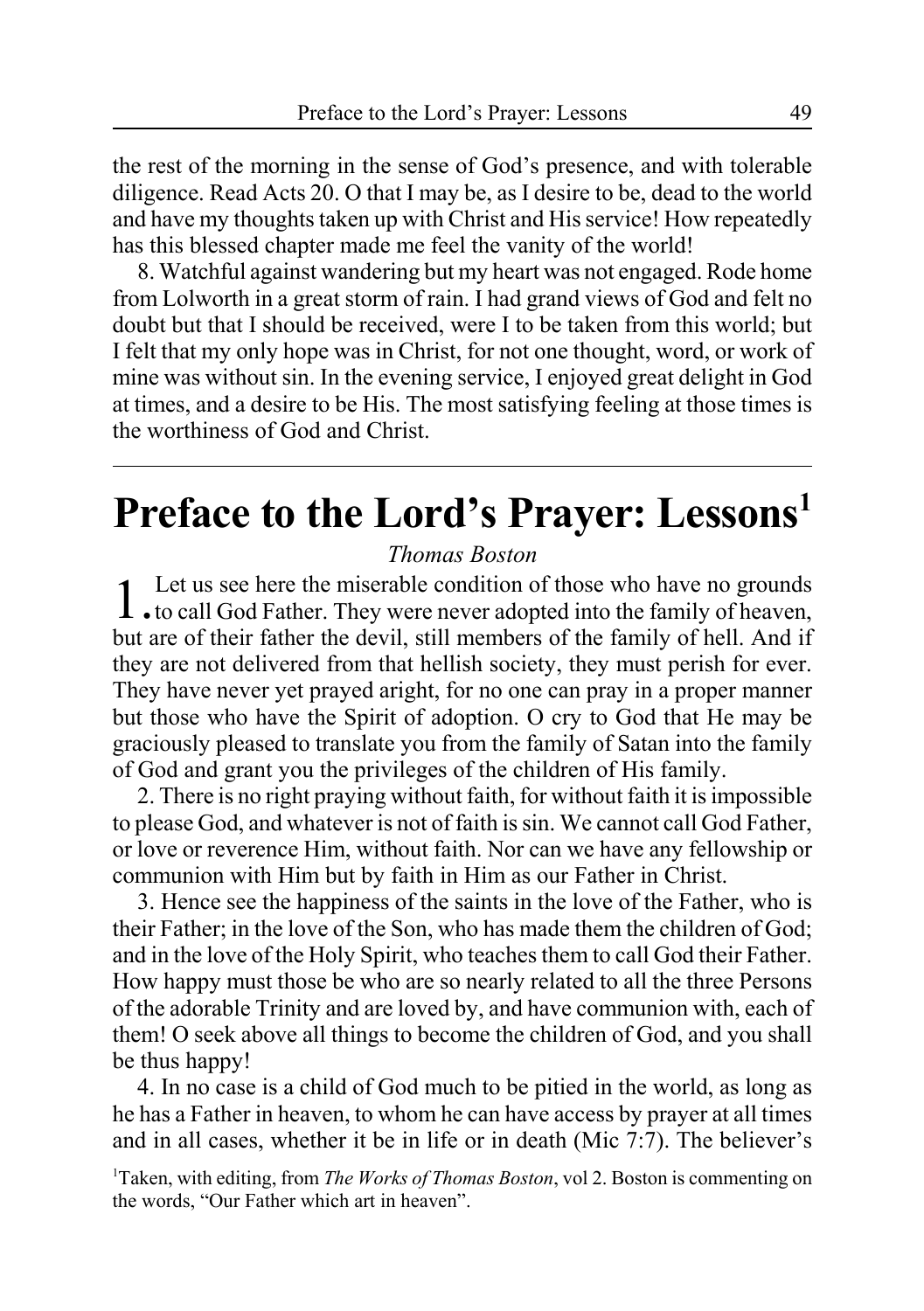the rest of the morning in the sense of God's presence, and with tolerable diligence. Read Acts 20. O that I may be, as I desire to be, dead to the world and have my thoughts taken up with Christ and His service! How repeatedly has this blessed chapter made me feel the vanity of the world!

8. Watchful against wandering but my heart was not engaged. Rode home from Lolworth in a great storm of rain. I had grand views of God and felt no doubt but that I should be received, were I to be taken from this world; but I felt that my only hope was in Christ, for not one thought, word, or work of mine was without sin. In the evening service, I enjoyed great delight in God at times, and a desire to be His. The most satisfying feeling at those times is the worthiness of God and Christ.

---

# Preface to the Lord's Prayer: Lessons[1]

*Thomas Boston*

1. Let us see here the miserable condition of those who have no grounds to call God Father. They were never adopted into the family of heaven, but are of their father the devil, still members of the family of hell. And if they are not delivered from that hellish society, they must perish for ever. They have never yet prayed aright, for no one can pray in a proper manner but those who have the Spirit of adoption. O cry to God that He may be graciously pleased to translate you from the family of Satan into the family of God and grant you the privileges of the children of His family.

2. There is no right praying without faith, for without faith it is impossible to please God, and whatever is not of faith is sin. We cannot call God Father, or love or reverence Him, without faith. Nor can we have any fellowship or communion with Him but by faith in Him as our Father in Christ.

3. Hence see the happiness of the saints in the love of the Father, who is their Father; in the love of the Son, who has made them the children of God; and in the love of the Holy Spirit, who teaches them to call God their Father. How happy must those be who are so nearly related to all the three Persons of the adorable Trinity and are loved by, and have communion with, each of them! O seek above all things to become the children of God, and you shall be thus happy!

4. In no case is a child of God much to be pitied in the world, as long as he has a Father in heaven, to whom he can have access by prayer at all times and in all cases, whether it be in life or in death (Mic 7:7). The believer's

[1]Taken, with editing, from *The Works of Thomas Boston*, vol 2. Boston is commenting on the words, "Our Father which art in heaven".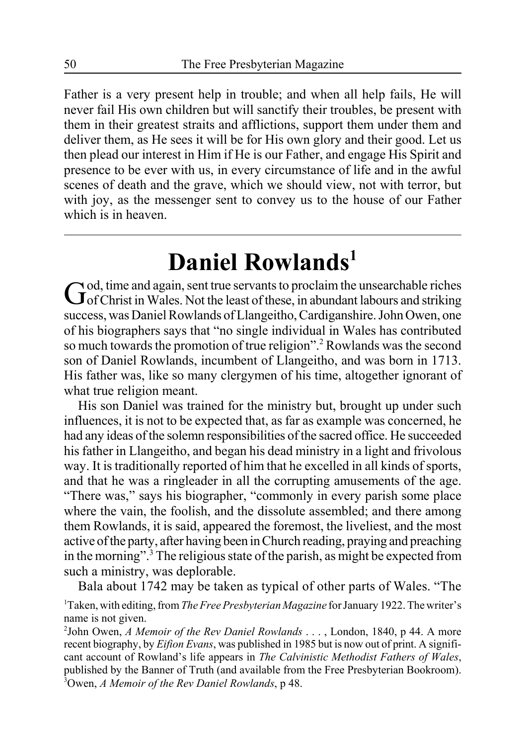Father is a very present help in trouble; and when all help fails, He will never fail His own children but will sanctify their troubles, be present with them in their greatest straits and afflictions, support them under them and deliver them, as He sees it will be for His own glory and their good. Let us then plead our interest in Him if He is our Father, and engage His Spirit and presence to be ever with us, in every circumstance of life and in the awful scenes of death and the grave, which we should view, not with terror, but with joy, as the messenger sent to convey us to the house of our Father which is in heaven.

---

# Daniel Rowlands[1]

God, time and again, sent true servants to proclaim the unsearchable riches of Christ in Wales. Not the least of these, in abundant labours and striking success, was Daniel Rowlands of Llangeitho, Cardiganshire. John Owen, one of his biographers says that "no single individual in Wales has contributed so much towards the promotion of true religion".[2] Rowlands was the second son of Daniel Rowlands, incumbent of Llangeitho, and was born in 1713. His father was, like so many clergymen of his time, altogether ignorant of what true religion meant.

His son Daniel was trained for the ministry but, brought up under such influences, it is not to be expected that, as far as example was concerned, he had any ideas of the solemn responsibilities of the sacred office. He succeeded his father in Llangeitho, and began his dead ministry in a light and frivolous way. It is traditionally reported of him that he excelled in all kinds of sports, and that he was a ringleader in all the corrupting amusements of the age. "There was," says his biographer, "commonly in every parish some place where the vain, the foolish, and the dissolute assembled; and there among them Rowlands, it is said, appeared the foremost, the liveliest, and the most active of the party, after having been in Church reading, praying and preaching in the morning".[3] The religious state of the parish, as might be expected from such a ministry, was deplorable.

Bala about 1742 may be taken as typical of other parts of Wales. "The

[1]Taken, with editing, from *The Free Presbyterian Magazine* for January 1922. The writer's name is not given.

[2]John Owen, *A Memoir of the Rev Daniel Rowlands* . . . , London, 1840, p 44. A more recent biography, by *Eifion Evans*, was published in 1985 but is now out of print. A significant account of Rowland's life appears in *The Calvinistic Methodist Fathers of Wales*, published by the Banner of Truth (and available from the Free Presbyterian Bookroom).

[3]Owen, *A Memoir of the Rev Daniel Rowlands*, p 48.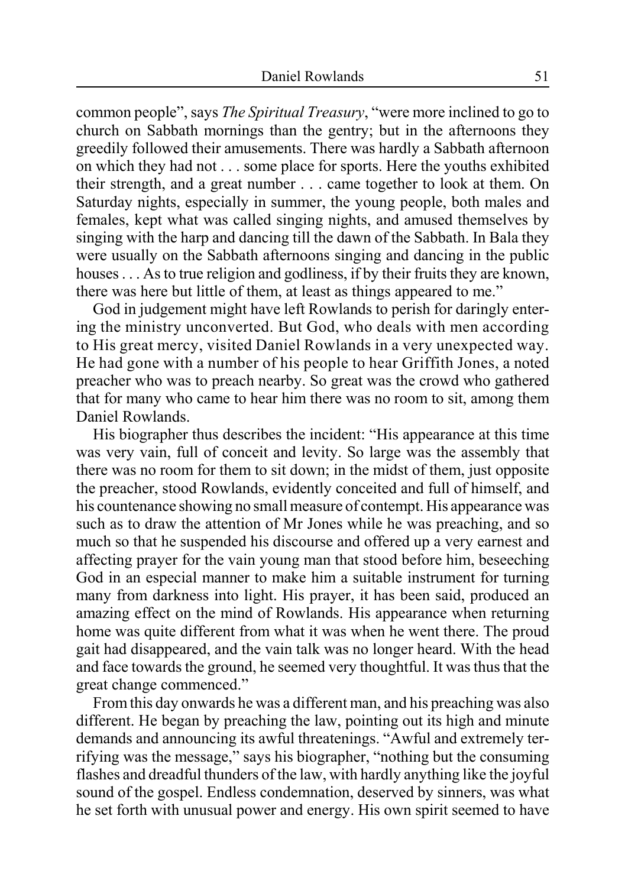common people", says *The Spiritual Treasury*, "were more inclined to go to church on Sabbath mornings than the gentry; but in the afternoons they greedily followed their amusements. There was hardly a Sabbath afternoon on which they had not . . . some place for sports. Here the youths exhibited their strength, and a great number . . . came together to look at them. On Saturday nights, especially in summer, the young people, both males and females, kept what was called singing nights, and amused themselves by singing with the harp and dancing till the dawn of the Sabbath. In Bala they were usually on the Sabbath afternoons singing and dancing in the public houses . . . As to true religion and godliness, if by their fruits they are known, there was here but little of them, at least as things appeared to me."

God in judgement might have left Rowlands to perish for daringly entering the ministry unconverted. But God, who deals with men according to His great mercy, visited Daniel Rowlands in a very unexpected way. He had gone with a number of his people to hear Griffith Jones, a noted preacher who was to preach nearby. So great was the crowd who gathered that for many who came to hear him there was no room to sit, among them Daniel Rowlands.

His biographer thus describes the incident: "His appearance at this time was very vain, full of conceit and levity. So large was the assembly that there was no room for them to sit down; in the midst of them, just opposite the preacher, stood Rowlands, evidently conceited and full of himself, and his countenance showing no small measure of contempt. His appearance was such as to draw the attention of Mr Jones while he was preaching, and so much so that he suspended his discourse and offered up a very earnest and affecting prayer for the vain young man that stood before him, beseeching God in an especial manner to make him a suitable instrument for turning many from darkness into light. His prayer, it has been said, produced an amazing effect on the mind of Rowlands. His appearance when returning home was quite different from what it was when he went there. The proud gait had disappeared, and the vain talk was no longer heard. With the head and face towards the ground, he seemed very thoughtful. It was thus that the great change commenced."

From this day onwards he was a different man, and his preaching was also different. He began by preaching the law, pointing out its high and minute demands and announcing its awful threatenings. "Awful and extremely terrifying was the message," says his biographer, "nothing but the consuming flashes and dreadful thunders of the law, with hardly anything like the joyful sound of the gospel. Endless condemnation, deserved by sinners, was what he set forth with unusual power and energy. His own spirit seemed to have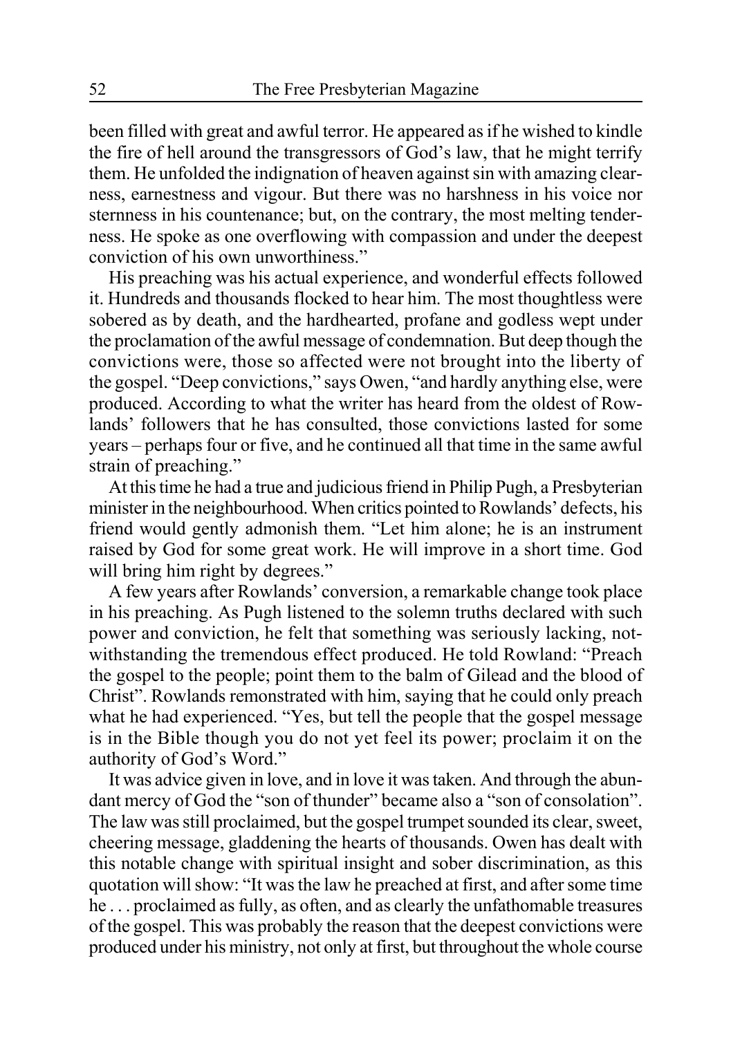been filled with great and awful terror. He appeared as if he wished to kindle the fire of hell around the transgressors of God's law, that he might terrify them. He unfolded the indignation of heaven against sin with amazing clearness, earnestness and vigour. But there was no harshness in his voice nor sternness in his countenance; but, on the contrary, the most melting tenderness. He spoke as one overflowing with compassion and under the deepest conviction of his own unworthiness."

His preaching was his actual experience, and wonderful effects followed it. Hundreds and thousands flocked to hear him. The most thoughtless were sobered as by death, and the hardhearted, profane and godless wept under the proclamation of the awful message of condemnation. But deep though the convictions were, those so affected were not brought into the liberty of the gospel. "Deep convictions," says Owen, "and hardly anything else, were produced. According to what the writer has heard from the oldest of Rowlands' followers that he has consulted, those convictions lasted for some years – perhaps four or five, and he continued all that time in the same awful strain of preaching."

At this time he had a true and judicious friend in Philip Pugh, a Presbyterian minister in the neighbourhood. When critics pointed to Rowlands' defects, his friend would gently admonish them. "Let him alone; he is an instrument raised by God for some great work. He will improve in a short time. God will bring him right by degrees."

A few years after Rowlands' conversion, a remarkable change took place in his preaching. As Pugh listened to the solemn truths declared with such power and conviction, he felt that something was seriously lacking, notwithstanding the tremendous effect produced. He told Rowland: "Preach the gospel to the people; point them to the balm of Gilead and the blood of Christ". Rowlands remonstrated with him, saying that he could only preach what he had experienced. "Yes, but tell the people that the gospel message is in the Bible though you do not yet feel its power; proclaim it on the authority of God's Word."

It was advice given in love, and in love it was taken. And through the abundant mercy of God the "son of thunder" became also a "son of consolation". The law was still proclaimed, but the gospel trumpet sounded its clear, sweet, cheering message, gladdening the hearts of thousands. Owen has dealt with this notable change with spiritual insight and sober discrimination, as this quotation will show: "It was the law he preached at first, and after some time he . . . proclaimed as fully, as often, and as clearly the unfathomable treasures of the gospel. This was probably the reason that the deepest convictions were produced under his ministry, not only at first, but throughout the whole course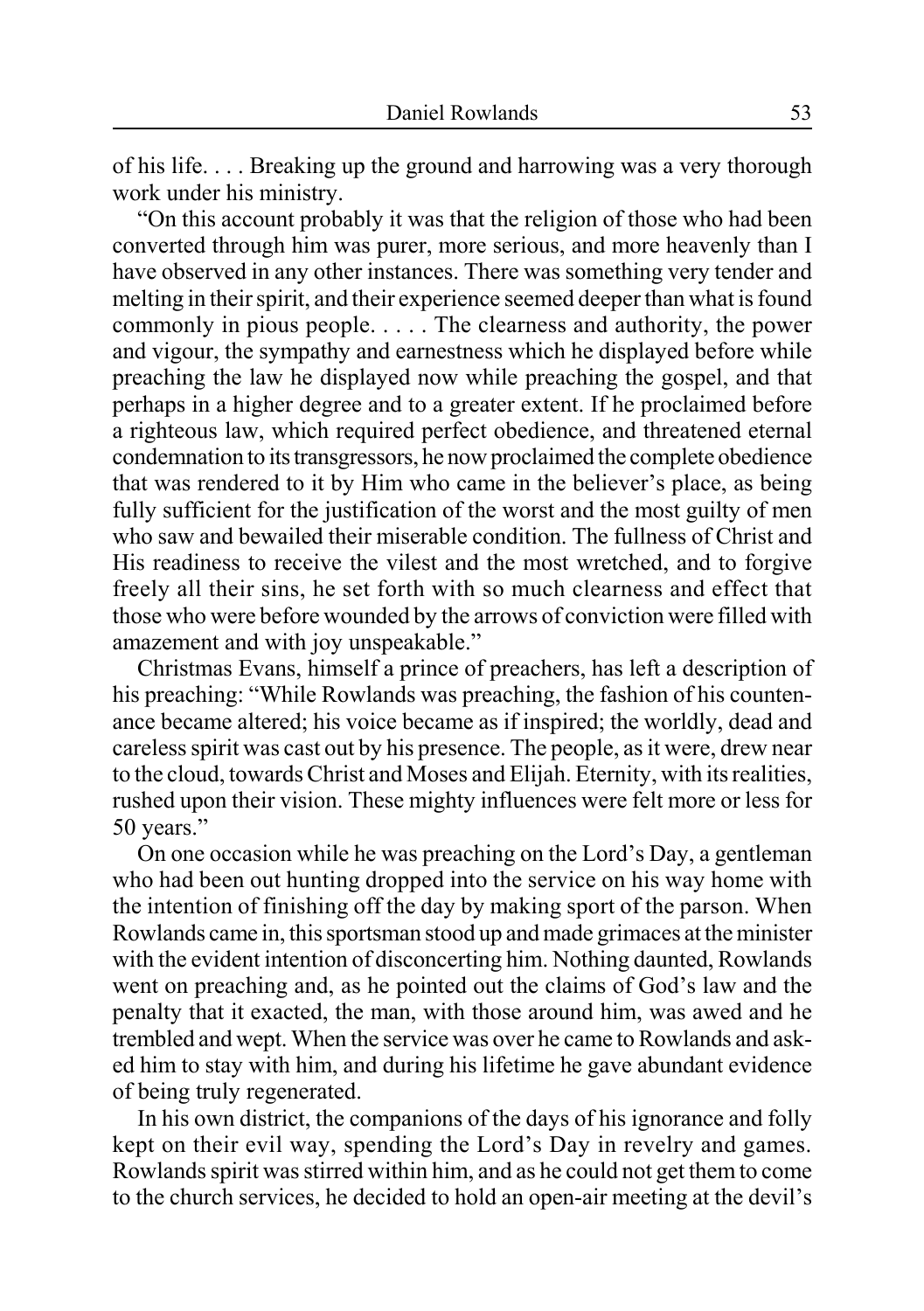of his life. . . . Breaking up the ground and harrowing was a very thorough work under his ministry.

"On this account probably it was that the religion of those who had been converted through him was purer, more serious, and more heavenly than I have observed in any other instances. There was something very tender and melting in their spirit, and their experience seemed deeper than what is found commonly in pious people. . . . . The clearness and authority, the power and vigour, the sympathy and earnestness which he displayed before while preaching the law he displayed now while preaching the gospel, and that perhaps in a higher degree and to a greater extent. If he proclaimed before a righteous law, which required perfect obedience, and threatened eternal condemnation to its transgressors, he now proclaimed the complete obedience that was rendered to it by Him who came in the believer's place, as being fully sufficient for the justification of the worst and the most guilty of men who saw and bewailed their miserable condition. The fullness of Christ and His readiness to receive the vilest and the most wretched, and to forgive freely all their sins, he set forth with so much clearness and effect that those who were before wounded by the arrows of conviction were filled with amazement and with joy unspeakable."

Christmas Evans, himself a prince of preachers, has left a description of his preaching: "While Rowlands was preaching, the fashion of his countenance became altered; his voice became as if inspired; the worldly, dead and careless spirit was cast out by his presence. The people, as it were, drew near to the cloud, towards Christ and Moses and Elijah. Eternity, with its realities, rushed upon their vision. These mighty influences were felt more or less for 50 years."

On one occasion while he was preaching on the Lord's Day, a gentleman who had been out hunting dropped into the service on his way home with the intention of finishing off the day by making sport of the parson. When Rowlands came in, this sportsman stood up and made grimaces at the minister with the evident intention of disconcerting him. Nothing daunted, Rowlands went on preaching and, as he pointed out the claims of God's law and the penalty that it exacted, the man, with those around him, was awed and he trembled and wept. When the service was over he came to Rowlands and asked him to stay with him, and during his lifetime he gave abundant evidence of being truly regenerated.

In his own district, the companions of the days of his ignorance and folly kept on their evil way, spending the Lord's Day in revelry and games. Rowlands spirit was stirred within him, and as he could not get them to come to the church services, he decided to hold an open-air meeting at the devil's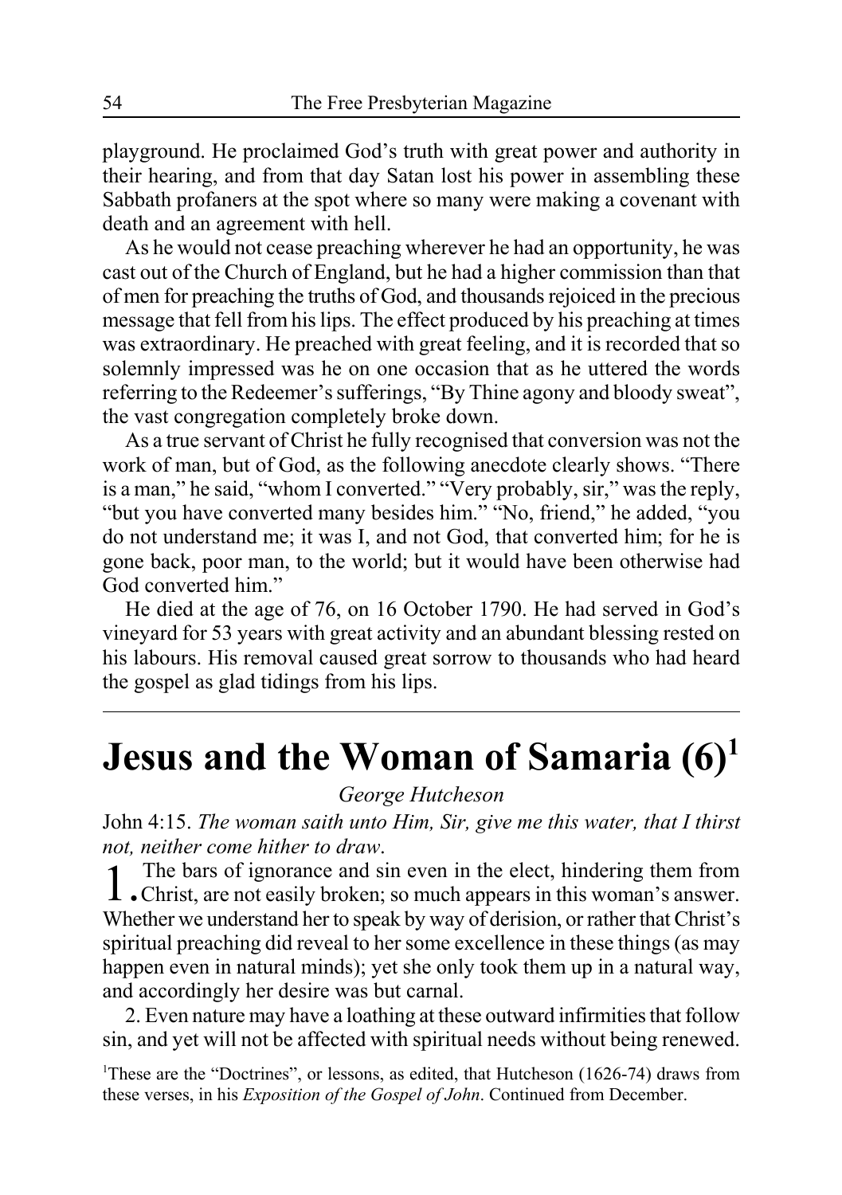playground. He proclaimed God's truth with great power and authority in their hearing, and from that day Satan lost his power in assembling these Sabbath profaners at the spot where so many were making a covenant with death and an agreement with hell.

As he would not cease preaching wherever he had an opportunity, he was cast out of the Church of England, but he had a higher commission than that of men for preaching the truths of God, and thousands rejoiced in the precious message that fell from his lips. The effect produced by his preaching at times was extraordinary. He preached with great feeling, and it is recorded that so solemnly impressed was he on one occasion that as he uttered the words referring to the Redeemer's sufferings, "By Thine agony and bloody sweat", the vast congregation completely broke down.

As a true servant of Christ he fully recognised that conversion was not the work of man, but of God, as the following anecdote clearly shows. "There is a man," he said, "whom I converted." "Very probably, sir," was the reply, "but you have converted many besides him." "No, friend," he added, "you do not understand me; it was I, and not God, that converted him; for he is gone back, poor man, to the world; but it would have been otherwise had God converted him."

He died at the age of 76, on 16 October 1790. He had served in God's vineyard for 53 years with great activity and an abundant blessing rested on his labours. His removal caused great sorrow to thousands who had heard the gospel as glad tidings from his lips.

---

# Jesus and the Woman of Samaria (6)[1]

*George Hutcheson*

John 4:15. *The woman saith unto Him, Sir, give me this water, that I thirst not, neither come hither to draw.*

1. The bars of ignorance and sin even in the elect, hindering them from Christ, are not easily broken; so much appears in this woman's answer. Whether we understand her to speak by way of derision, or rather that Christ's spiritual preaching did reveal to her some excellence in these things (as may happen even in natural minds); yet she only took them up in a natural way, and accordingly her desire was but carnal.

2. Even nature may have a loathing at these outward infirmities that follow sin, and yet will not be affected with spiritual needs without being renewed.

[1]These are the "Doctrines", or lessons, as edited, that Hutcheson (1626-74) draws from these verses, in his *Exposition of the Gospel of John*. Continued from December.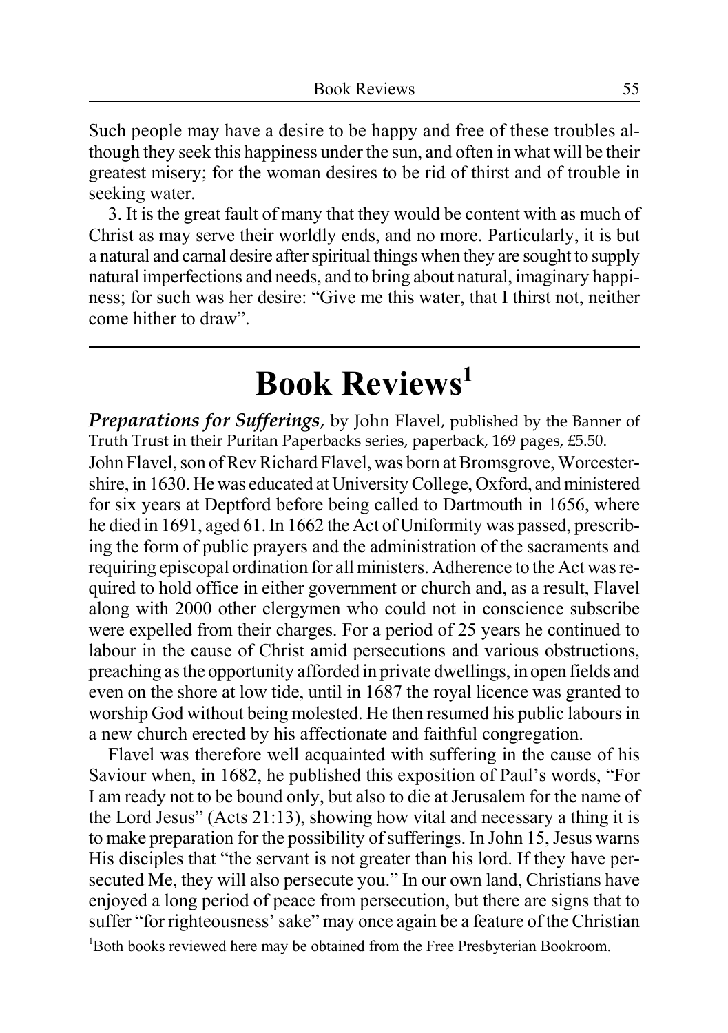Such people may have a desire to be happy and free of these troubles although they seek this happiness under the sun, and often in what will be their greatest misery; for the woman desires to be rid of thirst and of trouble in seeking water.

3. It is the great fault of many that they would be content with as much of Christ as may serve their worldly ends, and no more. Particularly, it is but a natural and carnal desire after spiritual things when they are sought to supply natural imperfections and needs, and to bring about natural, imaginary happiness; for such was her desire: "Give me this water, that I thirst not, neither come hither to draw".

---

# Book Reviews[1]

***Preparations for Sufferings***, by John Flavel, published by the Banner of Truth Trust in their Puritan Paperbacks series, paperback, 169 pages, £5.50.

John Flavel, son of Rev Richard Flavel, was born at Bromsgrove, Worcestershire, in 1630. He was educated at University College, Oxford, and ministered for six years at Deptford before being called to Dartmouth in 1656, where he died in 1691, aged 61. In 1662 the Act of Uniformity was passed, prescribing the form of public prayers and the administration of the sacraments and requiring episcopal ordination for all ministers. Adherence to the Act was required to hold office in either government or church and, as a result, Flavel along with 2000 other clergymen who could not in conscience subscribe were expelled from their charges. For a period of 25 years he continued to labour in the cause of Christ amid persecutions and various obstructions, preaching as the opportunity afforded in private dwellings, in open fields and even on the shore at low tide, until in 1687 the royal licence was granted to worship God without being molested. He then resumed his public labours in a new church erected by his affectionate and faithful congregation.

Flavel was therefore well acquainted with suffering in the cause of his Saviour when, in 1682, he published this exposition of Paul's words, "For I am ready not to be bound only, but also to die at Jerusalem for the name of the Lord Jesus" (Acts 21:13), showing how vital and necessary a thing it is to make preparation for the possibility of sufferings. In John 15, Jesus warns His disciples that "the servant is not greater than his lord. If they have persecuted Me, they will also persecute you." In our own land, Christians have enjoyed a long period of peace from persecution, but there are signs that to suffer "for righteousness' sake" may once again be a feature of the Christian

[1]Both books reviewed here may be obtained from the Free Presbyterian Bookroom.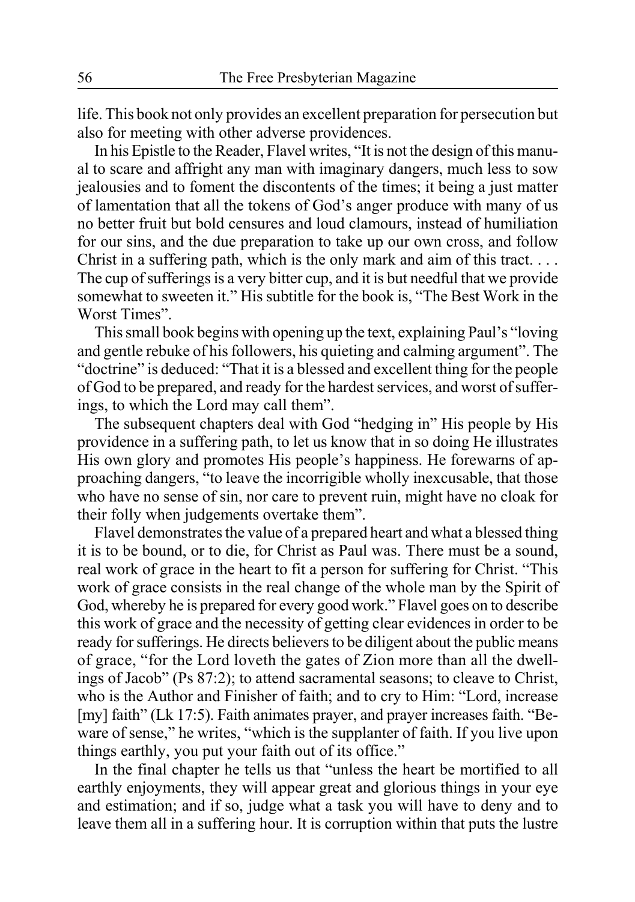life. This book not only provides an excellent preparation for persecution but also for meeting with other adverse providences.

In his Epistle to the Reader, Flavel writes, "It is not the design of this manual to scare and affright any man with imaginary dangers, much less to sow jealousies and to foment the discontents of the times; it being a just matter of lamentation that all the tokens of God's anger produce with many of us no better fruit but bold censures and loud clamours, instead of humiliation for our sins, and the due preparation to take up our own cross, and follow Christ in a suffering path, which is the only mark and aim of this tract. . . . The cup of sufferings is a very bitter cup, and it is but needful that we provide somewhat to sweeten it." His subtitle for the book is, "The Best Work in the Worst Times".

This small book begins with opening up the text, explaining Paul's "loving and gentle rebuke of his followers, his quieting and calming argument". The "doctrine" is deduced: "That it is a blessed and excellent thing for the people of God to be prepared, and ready for the hardest services, and worst of sufferings, to which the Lord may call them".

The subsequent chapters deal with God "hedging in" His people by His providence in a suffering path, to let us know that in so doing He illustrates His own glory and promotes His people's happiness. He forewarns of approaching dangers, "to leave the incorrigible wholly inexcusable, that those who have no sense of sin, nor care to prevent ruin, might have no cloak for their folly when judgements overtake them".

Flavel demonstrates the value of a prepared heart and what a blessed thing it is to be bound, or to die, for Christ as Paul was. There must be a sound, real work of grace in the heart to fit a person for suffering for Christ. "This work of grace consists in the real change of the whole man by the Spirit of God, whereby he is prepared for every good work." Flavel goes on to describe this work of grace and the necessity of getting clear evidences in order to be ready for sufferings. He directs believers to be diligent about the public means of grace, "for the Lord loveth the gates of Zion more than all the dwellings of Jacob" (Ps 87:2); to attend sacramental seasons; to cleave to Christ, who is the Author and Finisher of faith; and to cry to Him: "Lord, increase [my] faith" (Lk 17:5). Faith animates prayer, and prayer increases faith. "Beware of sense," he writes, "which is the supplanter of faith. If you live upon things earthly, you put your faith out of its office."

In the final chapter he tells us that "unless the heart be mortified to all earthly enjoyments, they will appear great and glorious things in your eye and estimation; and if so, judge what a task you will have to deny and to leave them all in a suffering hour. It is corruption within that puts the lustre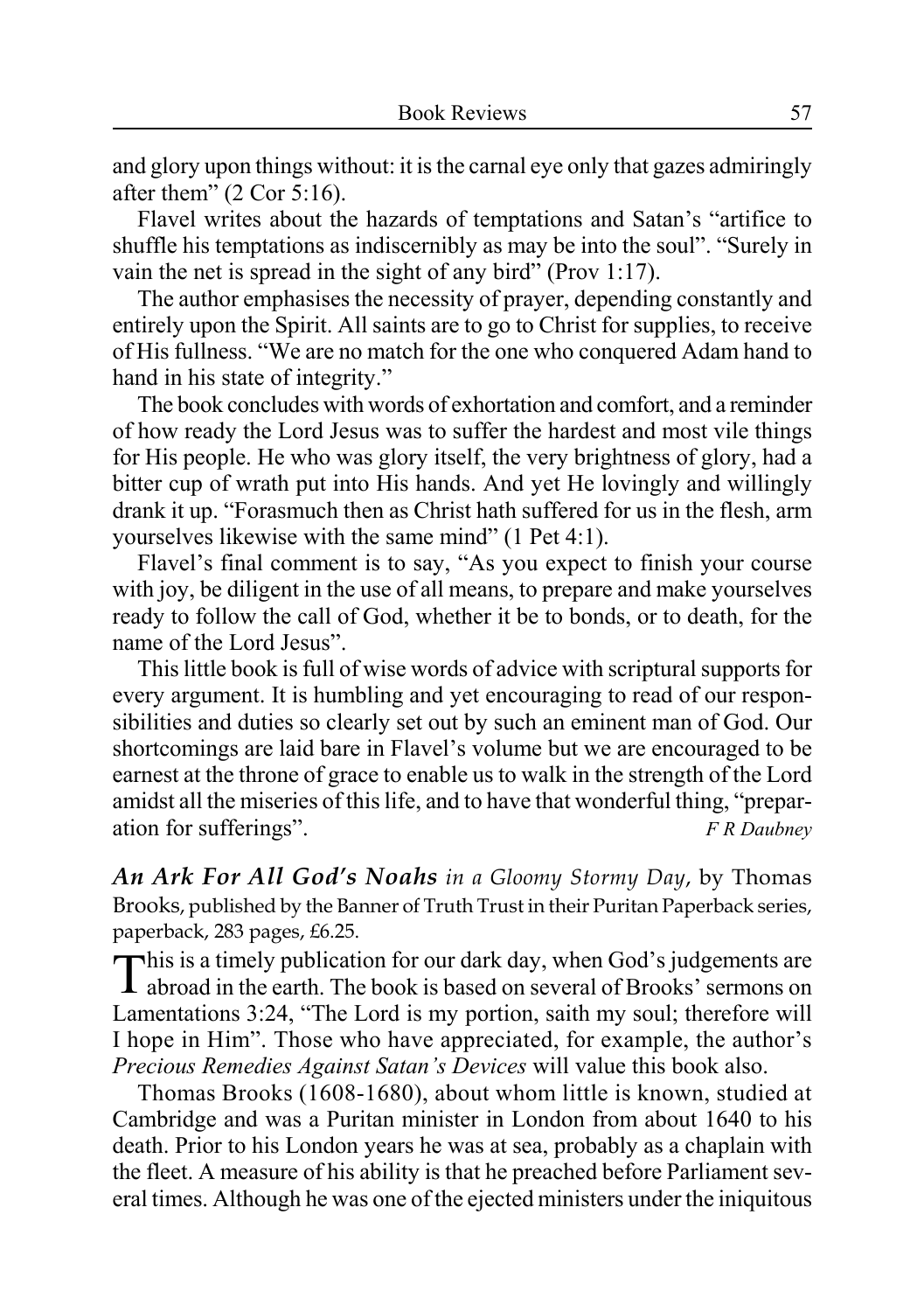and glory upon things without: it is the carnal eye only that gazes admiringly after them" (2 Cor 5:16).

Flavel writes about the hazards of temptations and Satan's "artifice to shuffle his temptations as indiscernibly as may be into the soul". "Surely in vain the net is spread in the sight of any bird" (Prov 1:17).

The author emphasises the necessity of prayer, depending constantly and entirely upon the Spirit. All saints are to go to Christ for supplies, to receive of His fullness. "We are no match for the one who conquered Adam hand to hand in his state of integrity."

The book concludes with words of exhortation and comfort, and a reminder of how ready the Lord Jesus was to suffer the hardest and most vile things for His people. He who was glory itself, the very brightness of glory, had a bitter cup of wrath put into His hands. And yet He lovingly and willingly drank it up. "Forasmuch then as Christ hath suffered for us in the flesh, arm yourselves likewise with the same mind" (1 Pet 4:1).

Flavel's final comment is to say, "As you expect to finish your course with joy, be diligent in the use of all means, to prepare and make yourselves ready to follow the call of God, whether it be to bonds, or to death, for the name of the Lord Jesus".

This little book is full of wise words of advice with scriptural supports for every argument. It is humbling and yet encouraging to read of our responsibilities and duties so clearly set out by such an eminent man of God. Our shortcomings are laid bare in Flavel's volume but we are encouraged to be earnest at the throne of grace to enable us to walk in the strength of the Lord amidst all the miseries of this life, and to have that wonderful thing, "preparation for sufferings". *F R Daubney*

***An Ark For All God's Noahs*** *in a Gloomy Stormy Day*, by Thomas Brooks, published by the Banner of Truth Trust in their Puritan Paperback series, paperback, 283 pages, £6.25.

This is a timely publication for our dark day, when God's judgements are abroad in the earth. The book is based on several of Brooks' sermons on Lamentations 3:24, "The Lord is my portion, saith my soul; therefore will I hope in Him". Those who have appreciated, for example, the author's *Precious Remedies Against Satan's Devices* will value this book also.

Thomas Brooks (1608-1680), about whom little is known, studied at Cambridge and was a Puritan minister in London from about 1640 to his death. Prior to his London years he was at sea, probably as a chaplain with the fleet. A measure of his ability is that he preached before Parliament several times. Although he was one of the ejected ministers under the iniquitous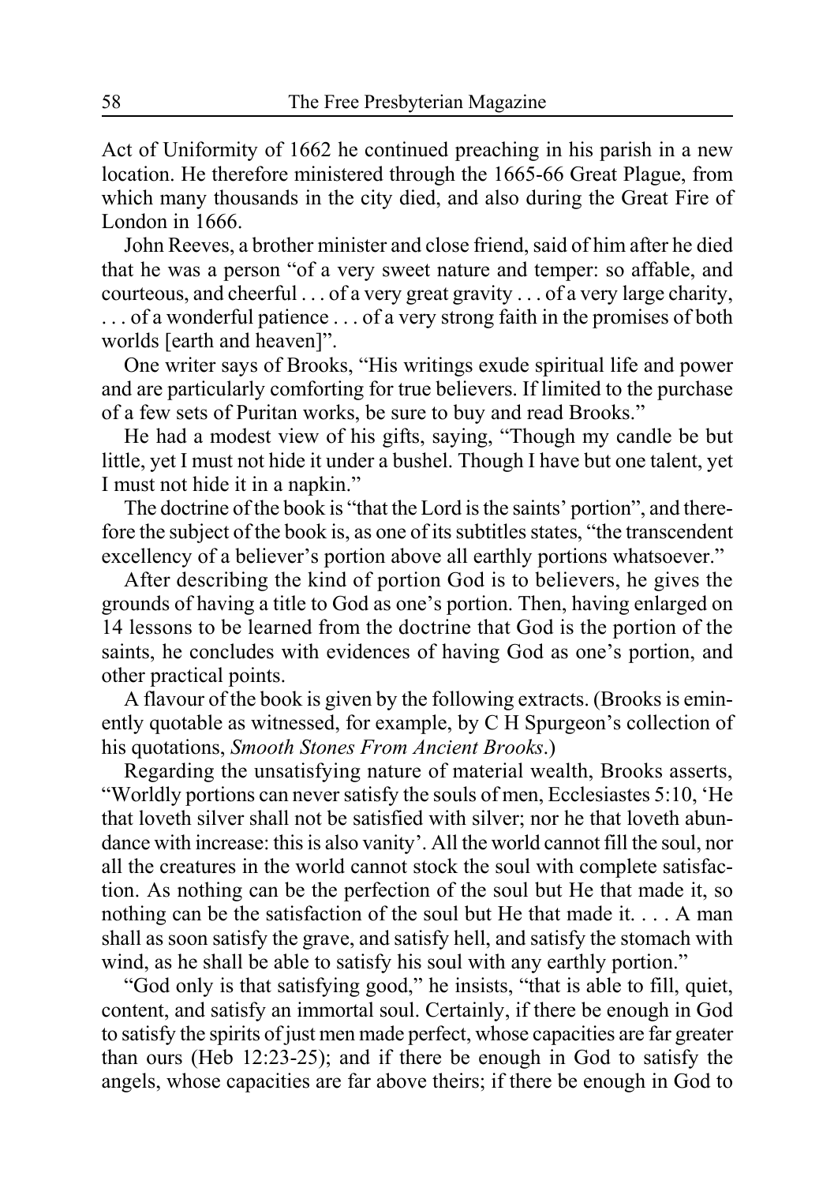Act of Uniformity of 1662 he continued preaching in his parish in a new location. He therefore ministered through the 1665-66 Great Plague, from which many thousands in the city died, and also during the Great Fire of London in 1666.

John Reeves, a brother minister and close friend, said of him after he died that he was a person "of a very sweet nature and temper: so affable, and courteous, and cheerful . . . of a very great gravity . . . of a very large charity, . . . of a wonderful patience . . . of a very strong faith in the promises of both worlds [earth and heaven]".

One writer says of Brooks, "His writings exude spiritual life and power and are particularly comforting for true believers. If limited to the purchase of a few sets of Puritan works, be sure to buy and read Brooks."

He had a modest view of his gifts, saying, "Though my candle be but little, yet I must not hide it under a bushel. Though I have but one talent, yet I must not hide it in a napkin."

The doctrine of the book is "that the Lord is the saints' portion", and therefore the subject of the book is, as one of its subtitles states, "the transcendent excellency of a believer's portion above all earthly portions whatsoever."

After describing the kind of portion God is to believers, he gives the grounds of having a title to God as one's portion. Then, having enlarged on 14 lessons to be learned from the doctrine that God is the portion of the saints, he concludes with evidences of having God as one's portion, and other practical points.

A flavour of the book is given by the following extracts. (Brooks is eminently quotable as witnessed, for example, by C H Spurgeon's collection of his quotations, *Smooth Stones From Ancient Brooks*.)

Regarding the unsatisfying nature of material wealth, Brooks asserts, "Worldly portions can never satisfy the souls of men, Ecclesiastes 5:10, 'He that loveth silver shall not be satisfied with silver; nor he that loveth abundance with increase: this is also vanity'. All the world cannot fill the soul, nor all the creatures in the world cannot stock the soul with complete satisfaction. As nothing can be the perfection of the soul but He that made it, so nothing can be the satisfaction of the soul but He that made it. . . . A man shall as soon satisfy the grave, and satisfy hell, and satisfy the stomach with wind, as he shall be able to satisfy his soul with any earthly portion."

"God only is that satisfying good," he insists, "that is able to fill, quiet, content, and satisfy an immortal soul. Certainly, if there be enough in God to satisfy the spirits of just men made perfect, whose capacities are far greater than ours (Heb 12:23-25); and if there be enough in God to satisfy the angels, whose capacities are far above theirs; if there be enough in God to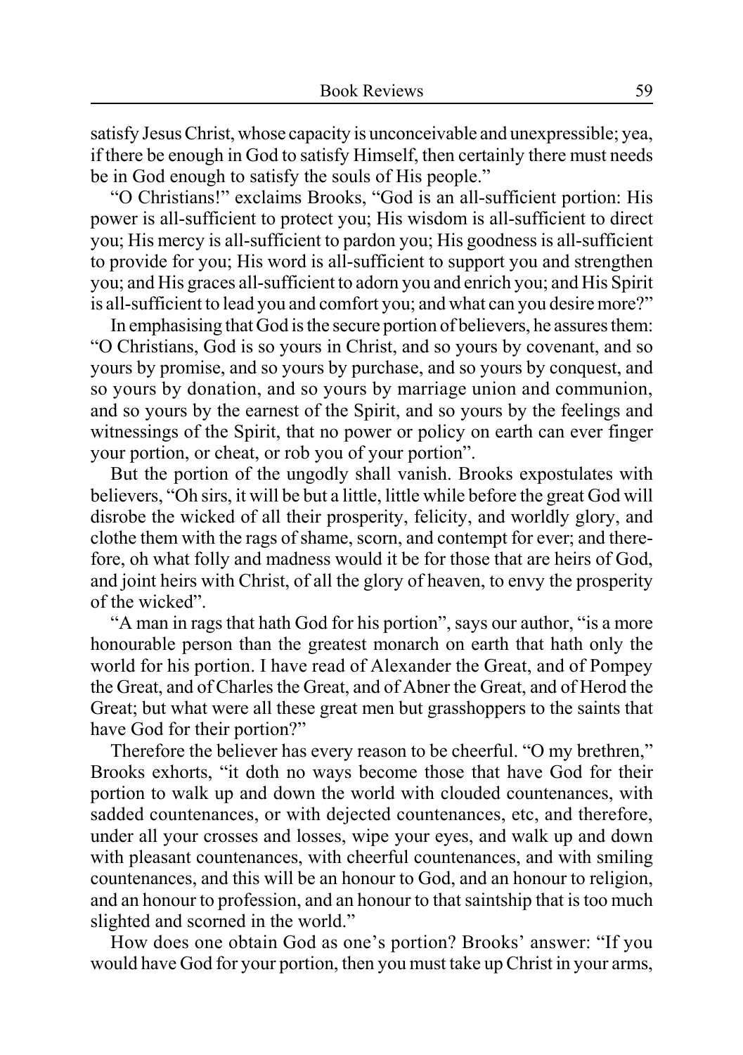satisfy Jesus Christ, whose capacity is unconceivable and unexpressible; yea, if there be enough in God to satisfy Himself, then certainly there must needs be in God enough to satisfy the souls of His people."

"O Christians!" exclaims Brooks, "God is an all-sufficient portion: His power is all-sufficient to protect you; His wisdom is all-sufficient to direct you; His mercy is all-sufficient to pardon you; His goodness is all-sufficient to provide for you; His word is all-sufficient to support you and strengthen you; and His graces all-sufficient to adorn you and enrich you; and His Spirit is all-sufficient to lead you and comfort you; and what can you desire more?"

In emphasising that God is the secure portion of believers, he assures them: "O Christians, God is so yours in Christ, and so yours by covenant, and so yours by promise, and so yours by purchase, and so yours by conquest, and so yours by donation, and so yours by marriage union and communion, and so yours by the earnest of the Spirit, and so yours by the feelings and witnessings of the Spirit, that no power or policy on earth can ever finger your portion, or cheat, or rob you of your portion".

But the portion of the ungodly shall vanish. Brooks expostulates with believers, "Oh sirs, it will be but a little, little while before the great God will disrobe the wicked of all their prosperity, felicity, and worldly glory, and clothe them with the rags of shame, scorn, and contempt for ever; and therefore, oh what folly and madness would it be for those that are heirs of God, and joint heirs with Christ, of all the glory of heaven, to envy the prosperity of the wicked".

"A man in rags that hath God for his portion", says our author, "is a more honourable person than the greatest monarch on earth that hath only the world for his portion. I have read of Alexander the Great, and of Pompey the Great, and of Charles the Great, and of Abner the Great, and of Herod the Great; but what were all these great men but grasshoppers to the saints that have God for their portion?"

Therefore the believer has every reason to be cheerful. "O my brethren," Brooks exhorts, "it doth no ways become those that have God for their portion to walk up and down the world with clouded countenances, with sadded countenances, or with dejected countenances, etc, and therefore, under all your crosses and losses, wipe your eyes, and walk up and down with pleasant countenances, with cheerful countenances, and with smiling countenances, and this will be an honour to God, and an honour to religion, and an honour to profession, and an honour to that saintship that is too much slighted and scorned in the world."

How does one obtain God as one's portion? Brooks' answer: "If you would have God for your portion, then you must take up Christ in your arms,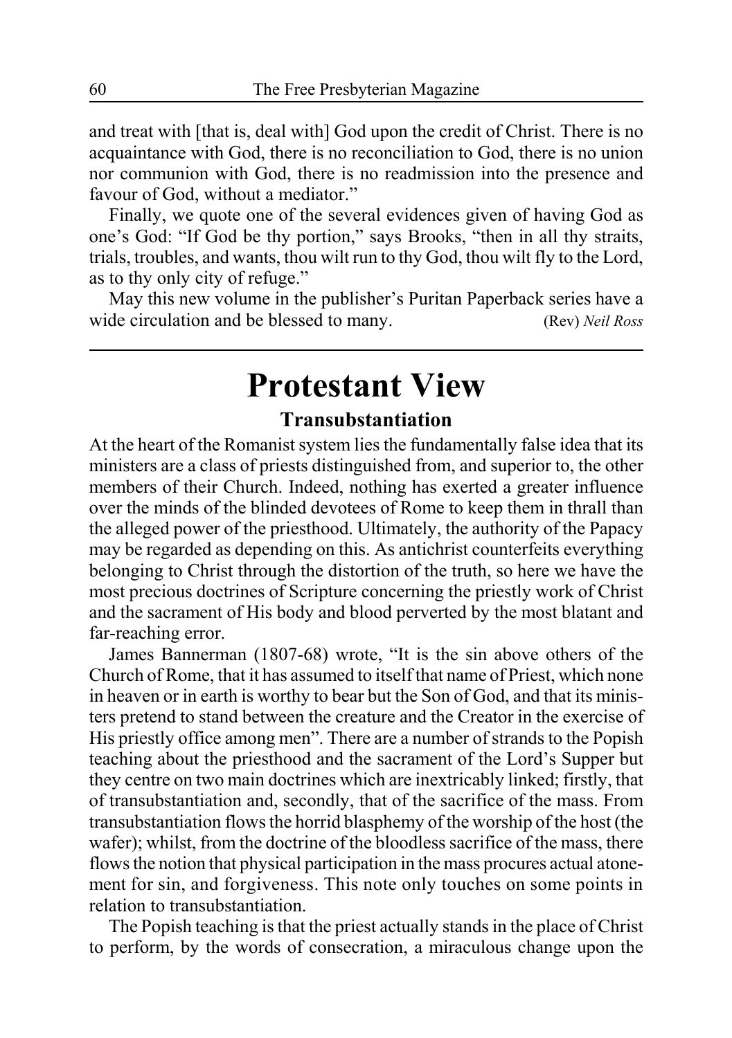and treat with [that is, deal with] God upon the credit of Christ. There is no acquaintance with God, there is no reconciliation to God, there is no union nor communion with God, there is no readmission into the presence and favour of God, without a mediator."

Finally, we quote one of the several evidences given of having God as one's God: "If God be thy portion," says Brooks, "then in all thy straits, trials, troubles, and wants, thou wilt run to thy God, thou wilt fly to the Lord, as to thy only city of refuge."

May this new volume in the publisher's Puritan Paperback series have a wide circulation and be blessed to many. (Rev) *Neil Ross*

# Protestant View

## Transubstantiation

At the heart of the Romanist system lies the fundamentally false idea that its ministers are a class of priests distinguished from, and superior to, the other members of their Church. Indeed, nothing has exerted a greater influence over the minds of the blinded devotees of Rome to keep them in thrall than the alleged power of the priesthood. Ultimately, the authority of the Papacy may be regarded as depending on this. As antichrist counterfeits everything belonging to Christ through the distortion of the truth, so here we have the most precious doctrines of Scripture concerning the priestly work of Christ and the sacrament of His body and blood perverted by the most blatant and far-reaching error.

James Bannerman (1807-68) wrote, "It is the sin above others of the Church of Rome, that it has assumed to itself that name of Priest, which none in heaven or in earth is worthy to bear but the Son of God, and that its ministers pretend to stand between the creature and the Creator in the exercise of His priestly office among men". There are a number of strands to the Popish teaching about the priesthood and the sacrament of the Lord's Supper but they centre on two main doctrines which are inextricably linked; firstly, that of transubstantiation and, secondly, that of the sacrifice of the mass. From transubstantiation flows the horrid blasphemy of the worship of the host (the wafer); whilst, from the doctrine of the bloodless sacrifice of the mass, there flows the notion that physical participation in the mass procures actual atonement for sin, and forgiveness. This note only touches on some points in relation to transubstantiation.

The Popish teaching is that the priest actually stands in the place of Christ to perform, by the words of consecration, a miraculous change upon the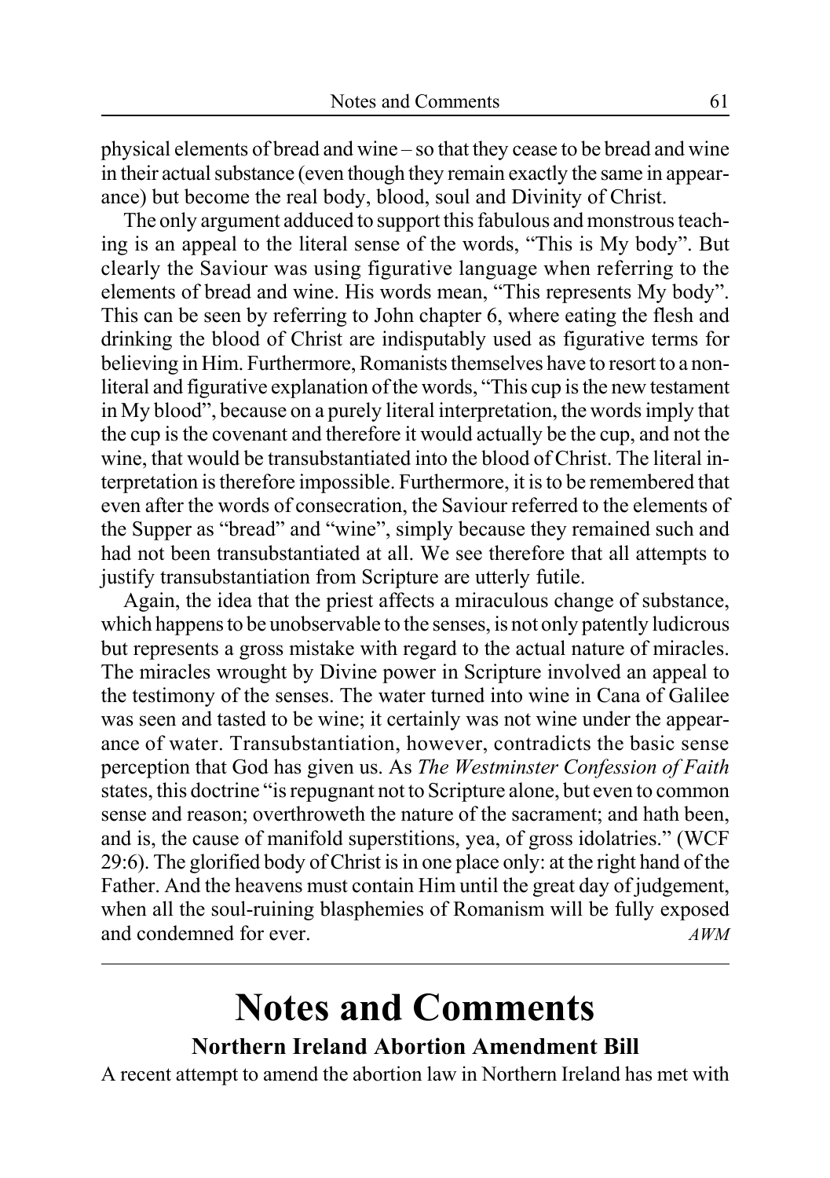physical elements of bread and wine – so that they cease to be bread and wine in their actual substance (even though they remain exactly the same in appearance) but become the real body, blood, soul and Divinity of Christ.

The only argument adduced to support this fabulous and monstrous teaching is an appeal to the literal sense of the words, "This is My body". But clearly the Saviour was using figurative language when referring to the elements of bread and wine. His words mean, "This represents My body". This can be seen by referring to John chapter 6, where eating the flesh and drinking the blood of Christ are indisputably used as figurative terms for believing in Him. Furthermore, Romanists themselves have to resort to a non-literal and figurative explanation of the words, "This cup is the new testament in My blood", because on a purely literal interpretation, the words imply that the cup is the covenant and therefore it would actually be the cup, and not the wine, that would be transubstantiated into the blood of Christ. The literal interpretation is therefore impossible. Furthermore, it is to be remembered that even after the words of consecration, the Saviour referred to the elements of the Supper as "bread" and "wine", simply because they remained such and had not been transubstantiated at all. We see therefore that all attempts to justify transubstantiation from Scripture are utterly futile.

Again, the idea that the priest affects a miraculous change of substance, which happens to be unobservable to the senses, is not only patently ludicrous but represents a gross mistake with regard to the actual nature of miracles. The miracles wrought by Divine power in Scripture involved an appeal to the testimony of the senses. The water turned into wine in Cana of Galilee was seen and tasted to be wine; it certainly was not wine under the appearance of water. Transubstantiation, however, contradicts the basic sense perception that God has given us. As *The Westminster Confession of Faith* states, this doctrine "is repugnant not to Scripture alone, but even to common sense and reason; overthroweth the nature of the sacrament; and hath been, and is, the cause of manifold superstitions, yea, of gross idolatries." (WCF 29:6). The glorified body of Christ is in one place only: at the right hand of the Father. And the heavens must contain Him until the great day of judgement, when all the soul-ruining blasphemies of Romanism will be fully exposed and condemned for ever. *AWM*

# Notes and Comments

## Northern Ireland Abortion Amendment Bill

A recent attempt to amend the abortion law in Northern Ireland has met with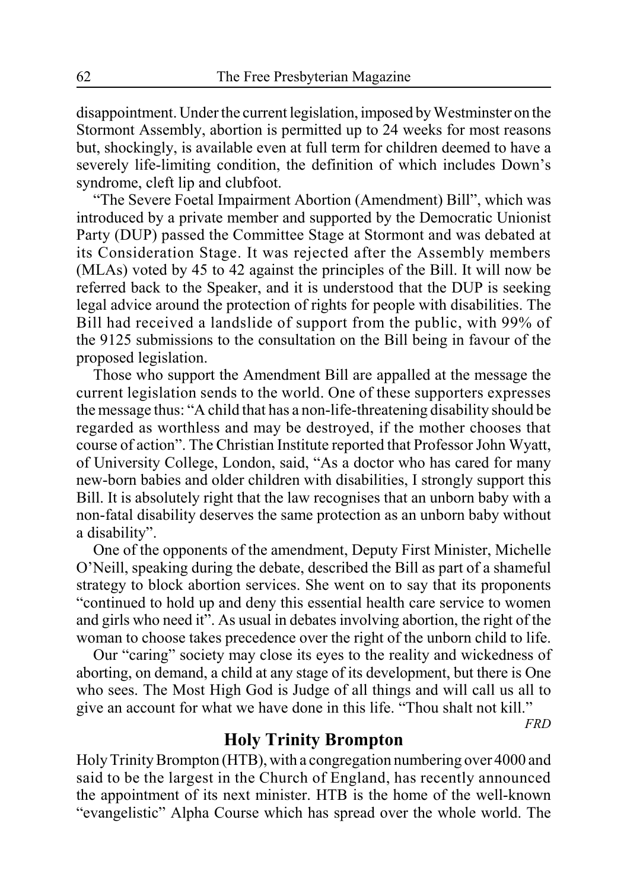disappointment. Under the current legislation, imposed by Westminster on the Stormont Assembly, abortion is permitted up to 24 weeks for most reasons but, shockingly, is available even at full term for children deemed to have a severely life-limiting condition, the definition of which includes Down's syndrome, cleft lip and clubfoot.

"The Severe Foetal Impairment Abortion (Amendment) Bill", which was introduced by a private member and supported by the Democratic Unionist Party (DUP) passed the Committee Stage at Stormont and was debated at its Consideration Stage. It was rejected after the Assembly members (MLAs) voted by 45 to 42 against the principles of the Bill. It will now be referred back to the Speaker, and it is understood that the DUP is seeking legal advice around the protection of rights for people with disabilities. The Bill had received a landslide of support from the public, with 99% of the 9125 submissions to the consultation on the Bill being in favour of the proposed legislation.

Those who support the Amendment Bill are appalled at the message the current legislation sends to the world. One of these supporters expresses the message thus: "A child that has a non-life-threatening disability should be regarded as worthless and may be destroyed, if the mother chooses that course of action". The Christian Institute reported that Professor John Wyatt, of University College, London, said, "As a doctor who has cared for many new-born babies and older children with disabilities, I strongly support this Bill. It is absolutely right that the law recognises that an unborn baby with a non-fatal disability deserves the same protection as an unborn baby without a disability".

One of the opponents of the amendment, Deputy First Minister, Michelle O'Neill, speaking during the debate, described the Bill as part of a shameful strategy to block abortion services. She went on to say that its proponents "continued to hold up and deny this essential health care service to women and girls who need it". As usual in debates involving abortion, the right of the woman to choose takes precedence over the right of the unborn child to life.

Our "caring" society may close its eyes to the reality and wickedness of aborting, on demand, a child at any stage of its development, but there is One who sees. The Most High God is Judge of all things and will call us all to give an account for what we have done in this life. "Thou shalt not kill."

*FRD*

## Holy Trinity Brompton

Holy Trinity Brompton (HTB), with a congregation numbering over 4000 and said to be the largest in the Church of England, has recently announced the appointment of its next minister. HTB is the home of the well-known "evangelistic" Alpha Course which has spread over the whole world. The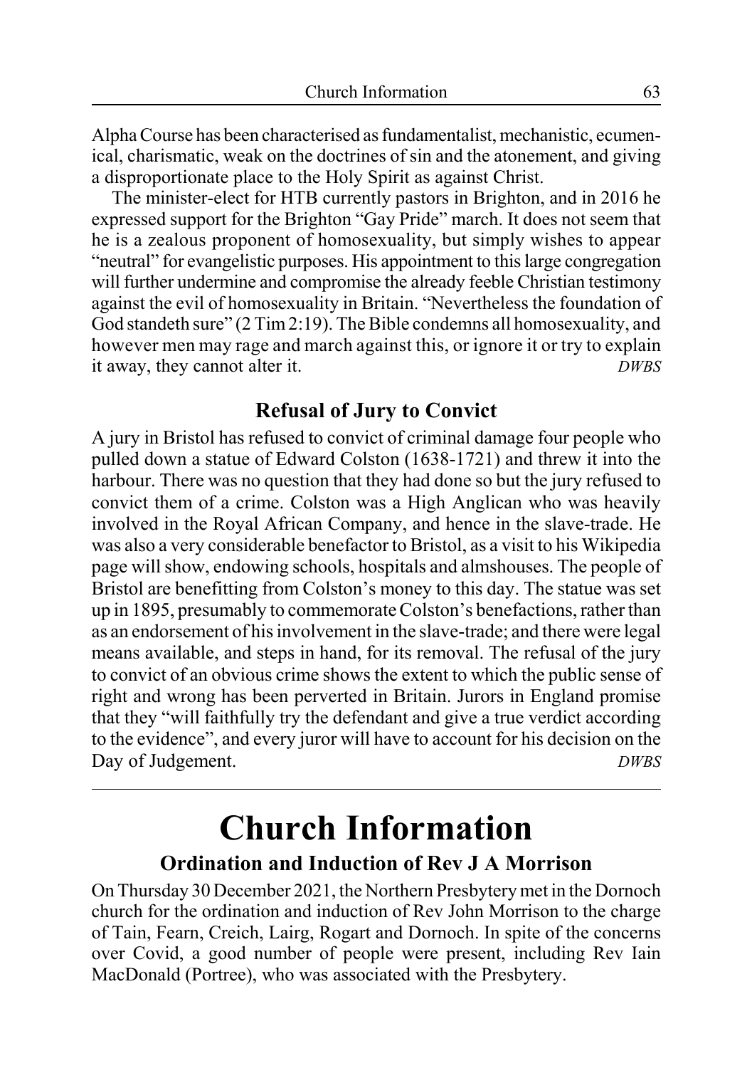Alpha Course has been characterised as fundamentalist, mechanistic, ecumenical, charismatic, weak on the doctrines of sin and the atonement, and giving a disproportionate place to the Holy Spirit as against Christ.

The minister-elect for HTB currently pastors in Brighton, and in 2016 he expressed support for the Brighton "Gay Pride" march. It does not seem that he is a zealous proponent of homosexuality, but simply wishes to appear "neutral" for evangelistic purposes. His appointment to this large congregation will further undermine and compromise the already feeble Christian testimony against the evil of homosexuality in Britain. "Nevertheless the foundation of God standeth sure" (2 Tim 2:19). The Bible condemns all homosexuality, and however men may rage and march against this, or ignore it or try to explain it away, they cannot alter it. *DWBS*

### Refusal of Jury to Convict

A jury in Bristol has refused to convict of criminal damage four people who pulled down a statue of Edward Colston (1638-1721) and threw it into the harbour. There was no question that they had done so but the jury refused to convict them of a crime. Colston was a High Anglican who was heavily involved in the Royal African Company, and hence in the slave-trade. He was also a very considerable benefactor to Bristol, as a visit to his Wikipedia page will show, endowing schools, hospitals and almshouses. The people of Bristol are benefitting from Colston's money to this day. The statue was set up in 1895, presumably to commemorate Colston's benefactions, rather than as an endorsement of his involvement in the slave-trade; and there were legal means available, and steps in hand, for its removal. The refusal of the jury to convict of an obvious crime shows the extent to which the public sense of right and wrong has been perverted in Britain. Jurors in England promise that they "will faithfully try the defendant and give a true verdict according to the evidence", and every juror will have to account for his decision on the Day of Judgement. *DWBS*

# Church Information

### Ordination and Induction of Rev J A Morrison

On Thursday 30 December 2021, the Northern Presbytery met in the Dornoch church for the ordination and induction of Rev John Morrison to the charge of Tain, Fearn, Creich, Lairg, Rogart and Dornoch. In spite of the concerns over Covid, a good number of people were present, including Rev Iain MacDonald (Portree), who was associated with the Presbytery.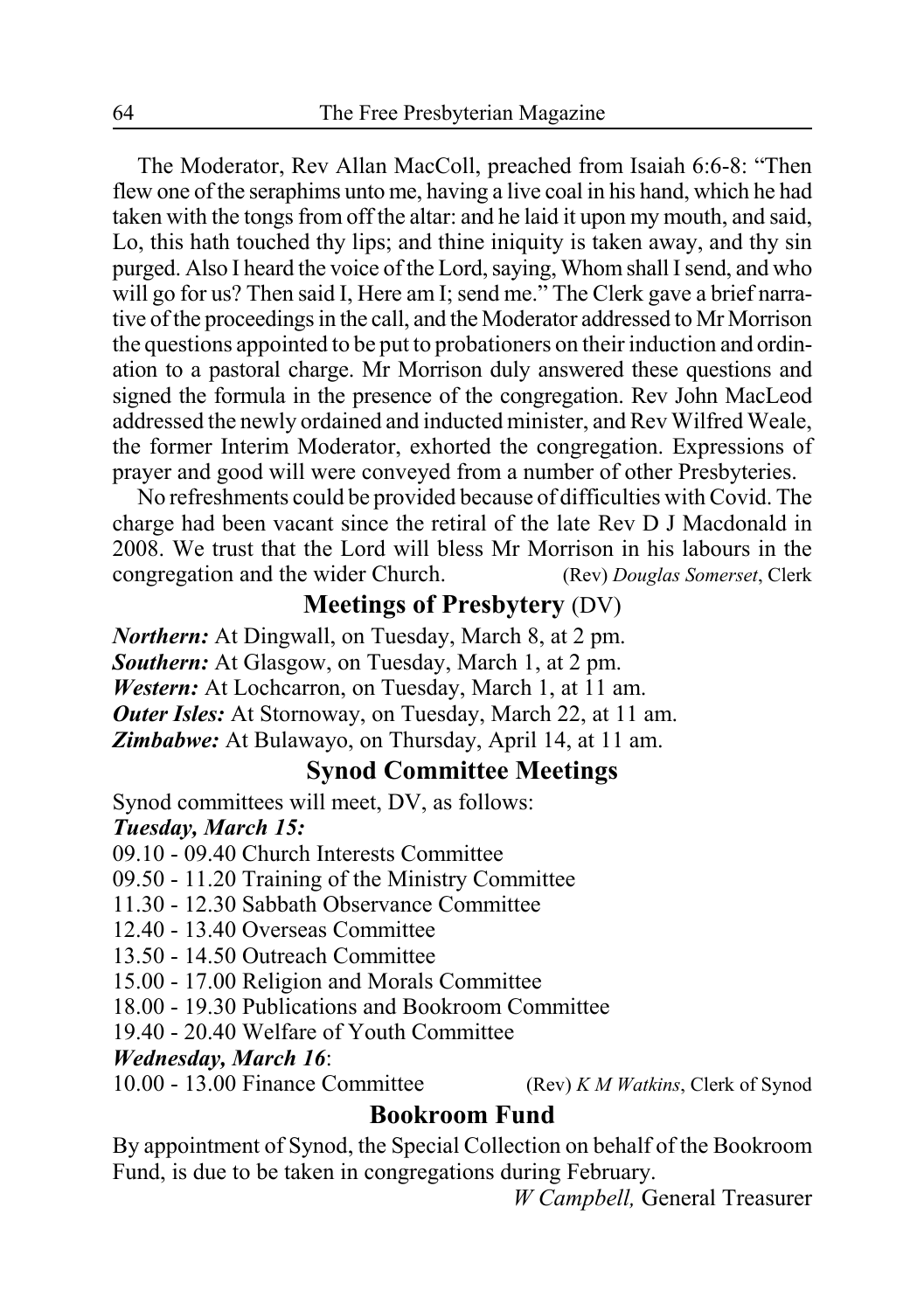The Moderator, Rev Allan MacColl, preached from Isaiah 6:6-8: "Then flew one of the seraphims unto me, having a live coal in his hand, which he had taken with the tongs from off the altar: and he laid it upon my mouth, and said, Lo, this hath touched thy lips; and thine iniquity is taken away, and thy sin purged. Also I heard the voice of the Lord, saying, Whom shall I send, and who will go for us? Then said I, Here am I; send me." The Clerk gave a brief narrative of the proceedings in the call, and the Moderator addressed to Mr Morrison the questions appointed to be put to probationers on their induction and ordination to a pastoral charge. Mr Morrison duly answered these questions and signed the formula in the presence of the congregation. Rev John MacLeod addressed the newly ordained and inducted minister, and Rev Wilfred Weale, the former Interim Moderator, exhorted the congregation. Expressions of prayer and good will were conveyed from a number of other Presbyteries.

No refreshments could be provided because of difficulties with Covid. The charge had been vacant since the retiral of the late Rev D J Macdonald in 2008. We trust that the Lord will bless Mr Morrison in his labours in the congregation and the wider Church. (Rev) *Douglas Somerset*, Clerk

## Meetings of Presbytery (DV)

***Northern:*** At Dingwall, on Tuesday, March 8, at 2 pm.
***Southern:*** At Glasgow, on Tuesday, March 1, at 2 pm.
***Western:*** At Lochcarron, on Tuesday, March 1, at 11 am.
***Outer Isles:*** At Stornoway, on Tuesday, March 22, at 11 am.
***Zimbabwe:*** At Bulawayo, on Thursday, April 14, at 11 am.

## Synod Committee Meetings

Synod committees will meet, DV, as follows:

***Tuesday, March 15:***

09.10 - 09.40 Church Interests Committee
09.50 - 11.20 Training of the Ministry Committee
11.30 - 12.30 Sabbath Observance Committee
12.40 - 13.40 Overseas Committee
13.50 - 14.50 Outreach Committee
15.00 - 17.00 Religion and Morals Committee
18.00 - 19.30 Publications and Bookroom Committee
19.40 - 20.40 Welfare of Youth Committee

***Wednesday, March 16***:

10.00 - 13.00 Finance Committee (Rev) *K M Watkins*, Clerk of Synod

## Bookroom Fund

By appointment of Synod, the Special Collection on behalf of the Bookroom Fund, is due to be taken in congregations during February.

*W Campbell,* General Treasurer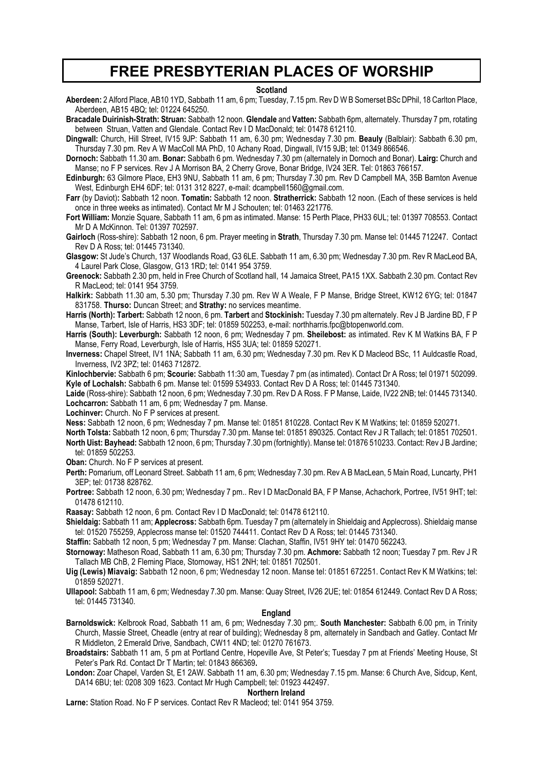# FREE PRESBYTERIAN PLACES OF WORSHIP

## Scotland

**Aberdeen:** 2 Alford Place, AB10 1YD, Sabbath 11 am, 6 pm; Tuesday, 7.15 pm. Rev D W B Somerset BSc DPhil, 18 Carlton Place, Aberdeen, AB15 4BQ; tel: 01224 645250.

**Bracadale Duirinish-Strath: Struan:** Sabbath 12 noon. **Glendale** and **Vatten:** Sabbath 6pm, alternately. Thursday 7 pm, rotating between Struan, Vatten and Glendale. Contact Rev I D MacDonald; tel: 01478 612110.

**Dingwall:** Church, Hill Street, IV15 9JP: Sabbath 11 am, 6.30 pm; Wednesday 7.30 pm. **Beauly** (Balblair): Sabbath 6.30 pm, Thursday 7.30 pm. Rev A W MacColl MA PhD, 10 Achany Road, Dingwall, IV15 9JB; tel: 01349 866546.

**Dornoch:** Sabbath 11.30 am. **Bonar:** Sabbath 6 pm. Wednesday 7.30 pm (alternately in Dornoch and Bonar). **Lairg:** Church and Manse; no F P services. Rev J A Morrison BA, 2 Cherry Grove, Bonar Bridge, IV24 3ER. Tel: 01863 766157.

**Edinburgh:** 63 Gilmore Place, EH3 9NU, Sabbath 11 am, 6 pm; Thursday 7.30 pm. Rev D Campbell MA, 35B Barnton Avenue West, Edinburgh EH4 6DF; tel: 0131 312 8227, e-mail: dcampbell1560@gmail.com.

**Farr** (by Daviot)**:** Sabbath 12 noon. **Tomatin:** Sabbath 12 noon. **Stratherrick:** Sabbath 12 noon. (Each of these services is held once in three weeks as intimated). Contact Mr M J Schouten; tel: 01463 221776.

**Fort William:** Monzie Square, Sabbath 11 am, 6 pm as intimated. Manse: 15 Perth Place, PH33 6UL; tel: 01397 708553. Contact Mr D A McKinnon. Tel: 01397 702597.

**Gairloch** (Ross-shire): Sabbath 12 noon, 6 pm. Prayer meeting in **Strath**, Thursday 7.30 pm. Manse tel: 01445 712247. Contact Rev D A Ross; tel: 01445 731340.

**Glasgow:** St Jude's Church, 137 Woodlands Road, G3 6LE. Sabbath 11 am, 6.30 pm; Wednesday 7.30 pm. Rev R MacLeod BA, 4 Laurel Park Close, Glasgow, G13 1RD; tel: 0141 954 3759.

**Greenock:** Sabbath 2.30 pm, held in Free Church of Scotland hall, 14 Jamaica Street, PA15 1XX. Sabbath 2.30 pm. Contact Rev R MacLeod; tel: 0141 954 3759.

**Halkirk:** Sabbath 11.30 am, 5.30 pm; Thursday 7.30 pm. Rev W A Weale, F P Manse, Bridge Street, KW12 6YG; tel: 01847 831758. **Thurso:** Duncan Street; and **Strathy:** no services meantime.

**Harris (North): Tarbert:** Sabbath 12 noon, 6 pm. **Tarbert** and **Stockinish:** Tuesday 7.30 pm alternately. Rev J B Jardine BD, F P Manse, Tarbert, Isle of Harris, HS3 3DF; tel: 01859 502253, e-mail: northharris.fpc@btopenworld.com.

**Harris (South): Leverburgh:** Sabbath 12 noon, 6 pm; Wednesday 7 pm. **Sheilebost:** as intimated. Rev K M Watkins BA, F P Manse, Ferry Road, Leverburgh, Isle of Harris, HS5 3UA; tel: 01859 520271.

**Inverness:** Chapel Street, IV1 1NA; Sabbath 11 am, 6.30 pm; Wednesday 7.30 pm. Rev K D Macleod BSc, 11 Auldcastle Road, Inverness, IV2 3PZ; tel: 01463 712872.

**Kinlochbervie:** Sabbath 6 pm; **Scourie:** Sabbath 11:30 am, Tuesday 7 pm (as intimated). Contact Dr A Ross; tel 01971 502099.

**Kyle of Lochalsh:** Sabbath 6 pm. Manse tel: 01599 534933. Contact Rev D A Ross; tel: 01445 731340.

**Laide** (Ross-shire): Sabbath 12 noon, 6 pm; Wednesday 7.30 pm. Rev D A Ross. F P Manse, Laide, IV22 2NB; tel: 01445 731340.

**Lochcarron:** Sabbath 11 am, 6 pm; Wednesday 7 pm. Manse.

**Lochinver:** Church. No F P services at present.

**Ness:** Sabbath 12 noon, 6 pm; Wednesday 7 pm. Manse tel: 01851 810228. Contact Rev K M Watkins; tel: 01859 520271.

**North Tolsta:** Sabbath 12 noon, 6 pm; Thursday 7.30 pm. Manse tel: 01851 890325. Contact Rev J R Tallach; tel: 01851 702501.

**North Uist: Bayhead:** Sabbath 12 noon, 6 pm; Thursday 7.30 pm (fortnightly). Manse tel: 01876 510233. Contact: Rev J B Jardine; tel: 01859 502253.

**Oban:** Church. No F P services at present.

**Perth:** Pomarium, off Leonard Street. Sabbath 11 am, 6 pm; Wednesday 7.30 pm. Rev A B MacLean, 5 Main Road, Luncarty, PH1 3EP; tel: 01738 828762.

**Portree:** Sabbath 12 noon, 6.30 pm; Wednesday 7 pm.. Rev I D MacDonald BA, F P Manse, Achachork, Portree, IV51 9HT; tel: 01478 612110.

**Raasay:** Sabbath 12 noon, 6 pm. Contact Rev I D MacDonald; tel: 01478 612110.

**Shieldaig:** Sabbath 11 am; **Applecross:** Sabbath 6pm. Tuesday 7 pm (alternately in Shieldaig and Applecross). Shieldaig manse tel: 01520 755259, Applecross manse tel: 01520 744411. Contact Rev D A Ross; tel: 01445 731340.

**Staffin:** Sabbath 12 noon, 5 pm; Wednesday 7 pm. Manse: Clachan, Staffin, IV51 9HY tel: 01470 562243.

**Stornoway:** Matheson Road, Sabbath 11 am, 6.30 pm; Thursday 7.30 pm. **Achmore:** Sabbath 12 noon; Tuesday 7 pm. Rev J R Tallach MB ChB, 2 Fleming Place, Stornoway, HS1 2NH; tel: 01851 702501.

**Uig (Lewis) Miavaig:** Sabbath 12 noon, 6 pm; Wednesday 12 noon. Manse tel: 01851 672251. Contact Rev K M Watkins; tel: 01859 520271.

**Ullapool:** Sabbath 11 am, 6 pm; Wednesday 7.30 pm. Manse: Quay Street, IV26 2UE; tel: 01854 612449. Contact Rev D A Ross; tel: 01445 731340.

## England

**Barnoldswick:** Kelbrook Road, Sabbath 11 am, 6 pm; Wednesday 7.30 pm;. **South Manchester:** Sabbath 6.00 pm, in Trinity Church, Massie Street, Cheadle (entry at rear of building); Wednesday 8 pm, alternately in Sandbach and Gatley. Contact Mr R Middleton, 2 Emerald Drive, Sandbach, CW11 4ND; tel: 01270 761673.

**Broadstairs:** Sabbath 11 am, 5 pm at Portland Centre, Hopeville Ave, St Peter's; Tuesday 7 pm at Friends' Meeting House, St Peter's Park Rd. Contact Dr T Martin; tel: 01843 866369**.**

**London:** Zoar Chapel, Varden St, E1 2AW. Sabbath 11 am, 6.30 pm; Wednesday 7.15 pm. Manse: 6 Church Ave, Sidcup, Kent, DA14 6BU; tel: 0208 309 1623. Contact Mr Hugh Campbell; tel: 01923 442497.

## Northern Ireland

**Larne:** Station Road. No F P services. Contact Rev R Macleod; tel: 0141 954 3759.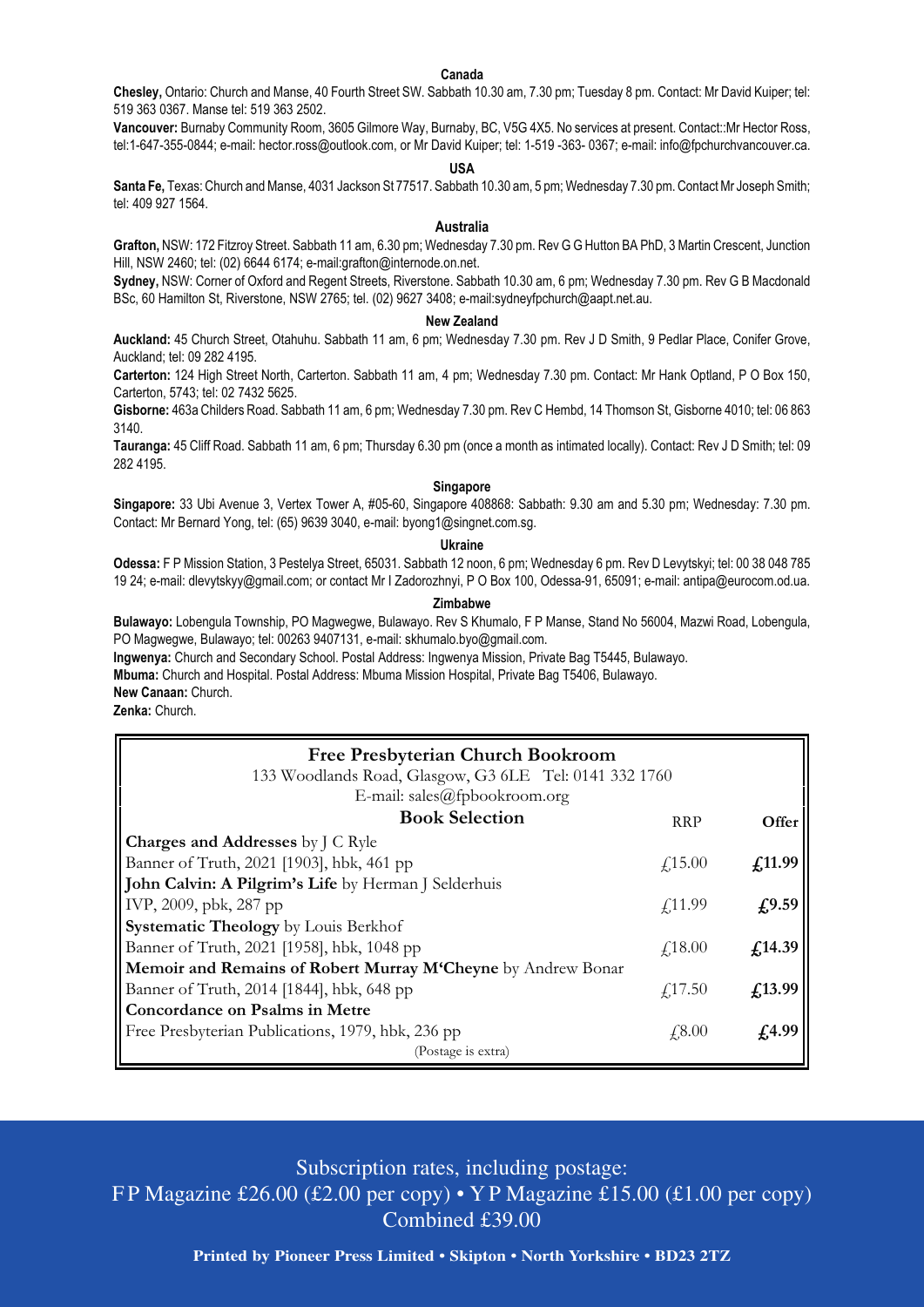### Canada

**Chesley,** Ontario: Church and Manse, 40 Fourth Street SW. Sabbath 10.30 am, 7.30 pm; Tuesday 8 pm. Contact: Mr David Kuiper; tel: 519 363 0367. Manse tel: 519 363 2502.

**Vancouver:** Burnaby Community Room, 3605 Gilmore Way, Burnaby, BC, V5G 4X5. No services at present. Contact::Mr Hector Ross, tel:1-647-355-0844; e-mail: hector.ross@outlook.com, or Mr David Kuiper; tel: 1-519 -363- 0367; e-mail: info@fpchurchvancouver.ca.

### USA

**Santa Fe,** Texas: Church and Manse, 4031 Jackson St 77517. Sabbath 10.30 am, 5 pm; Wednesday 7.30 pm. Contact Mr Joseph Smith; tel: 409 927 1564.

### Australia

**Grafton,** NSW: 172 Fitzroy Street. Sabbath 11 am, 6.30 pm; Wednesday 7.30 pm. Rev G G Hutton BA PhD, 3 Martin Crescent, Junction Hill, NSW 2460; tel: (02) 6644 6174; e-mail:grafton@internode.on.net.

**Sydney,** NSW: Corner of Oxford and Regent Streets, Riverstone. Sabbath 10.30 am, 6 pm; Wednesday 7.30 pm. Rev G B Macdonald BSc, 60 Hamilton St, Riverstone, NSW 2765; tel. (02) 9627 3408; e-mail:sydneyfpchurch@aapt.net.au.

### New Zealand

**Auckland:** 45 Church Street, Otahuhu. Sabbath 11 am, 6 pm; Wednesday 7.30 pm. Rev J D Smith, 9 Pedlar Place, Conifer Grove, Auckland; tel: 09 282 4195.

**Carterton:** 124 High Street North, Carterton. Sabbath 11 am, 4 pm; Wednesday 7.30 pm. Contact: Mr Hank Optland, P O Box 150, Carterton, 5743; tel: 02 7432 5625.

**Gisborne:** 463a Childers Road. Sabbath 11 am, 6 pm; Wednesday 7.30 pm. Rev C Hembd, 14 Thomson St, Gisborne 4010; tel: 06 863 3140.

**Tauranga:** 45 Cliff Road. Sabbath 11 am, 6 pm; Thursday 6.30 pm (once a month as intimated locally). Contact: Rev J D Smith; tel: 09 282 4195.

### Singapore

**Singapore:** 33 Ubi Avenue 3, Vertex Tower A, #05-60, Singapore 408868: Sabbath: 9.30 am and 5.30 pm; Wednesday: 7.30 pm. Contact: Mr Bernard Yong, tel: (65) 9639 3040, e-mail: byong1@singnet.com.sg.

### Ukraine

**Odessa:** F P Mission Station, 3 Pestelya Street, 65031. Sabbath 12 noon, 6 pm; Wednesday 6 pm. Rev D Levytskyi; tel: 00 38 048 785 19 24; e-mail: dlevytskyy@gmail.com; or contact Mr I Zadorozhnyi, P O Box 100, Odessa-91, 65091; e-mail: antipa@eurocom.od.ua.

### Zimbabwe

**Bulawayo:** Lobengula Township, PO Magwegwe, Bulawayo. Rev S Khumalo, F P Manse, Stand No 56004, Mazwi Road, Lobengula, PO Magwegwe, Bulawayo; tel: 00263 9407131, e-mail: skhumalo.byo@gmail.com.

**Ingwenya:** Church and Secondary School. Postal Address: Ingwenya Mission, Private Bag T5445, Bulawayo.

**Mbuma:** Church and Hospital. Postal Address: Mbuma Mission Hospital, Private Bag T5406, Bulawayo.

**New Canaan:** Church.

**Zenka:** Church.

## Free Presbyterian Church Bookroom

133 Woodlands Road, Glasgow, G3 6LE Tel: 0141 332 1760

E-mail: sales@fpbookroom.org

| **Book Selection** | RRP | **Offer** |
|---|---|---|
| **Charges and Addresses** by J C Ryle | | |
| Banner of Truth, 2021 [1903], hbk, 461 pp | £15.00 | **£11.99** |
| **John Calvin: A Pilgrim's Life** by Herman J Selderhuis | | |
| IVP, 2009, pbk, 287 pp | £11.99 | **£9.59** |
| **Systematic Theology** by Louis Berkhof | | |
| Banner of Truth, 2021 [1958], hbk, 1048 pp | £18.00 | **£14.39** |
| **Memoir and Remains of Robert Murray M'Cheyne** by Andrew Bonar | | |
| Banner of Truth, 2014 [1844], hbk, 648 pp | £17.50 | **£13.99** |
| **Concordance on Psalms in Metre** | | |
| Free Presbyterian Publications, 1979, hbk, 236 pp | £8.00 | **£4.99** |

(Postage is extra)

Subscription rates, including postage:
F P Magazine £26.00 (£2.00 per copy) • Y P Magazine £15.00 (£1.00 per copy)
Combined £39.00

**Printed by Pioneer Press Limited • Skipton • North Yorkshire • BD23 2TZ**